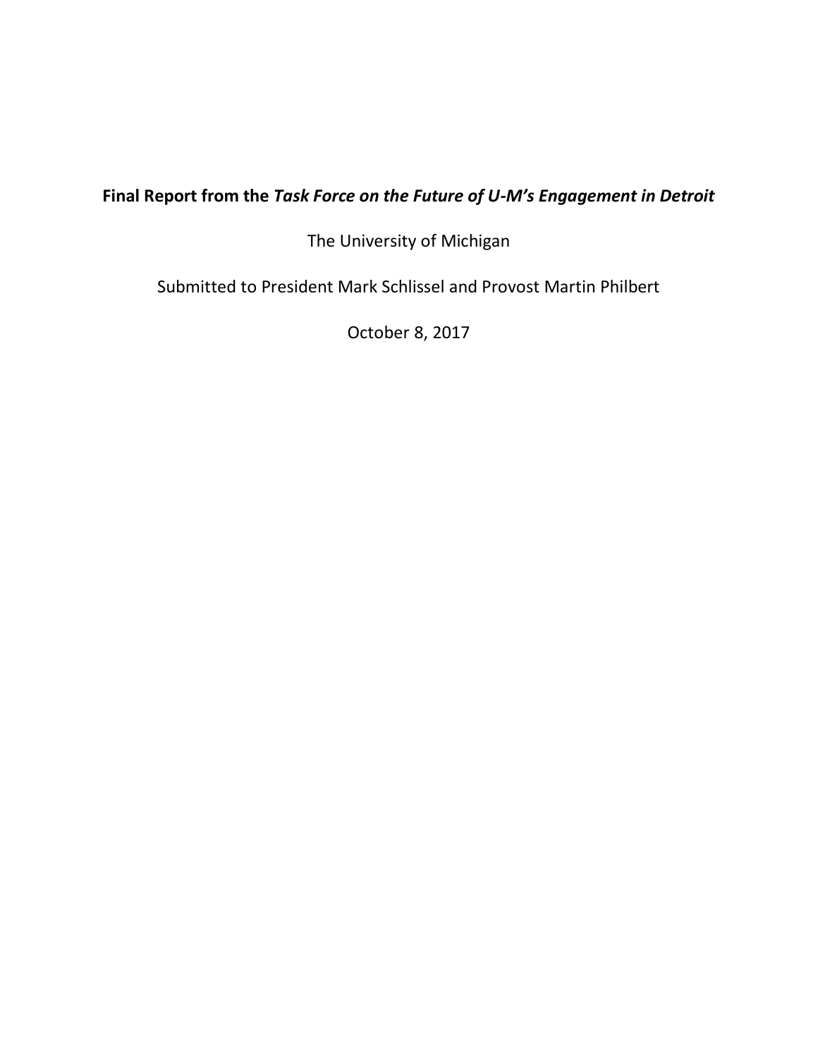# Final Report from the *Task Force on the Future of U-M's Engagement in Detroit*

The University of Michigan

Submitted to President Mark Schlissel and Provost Martin Philbert

October 8, 2017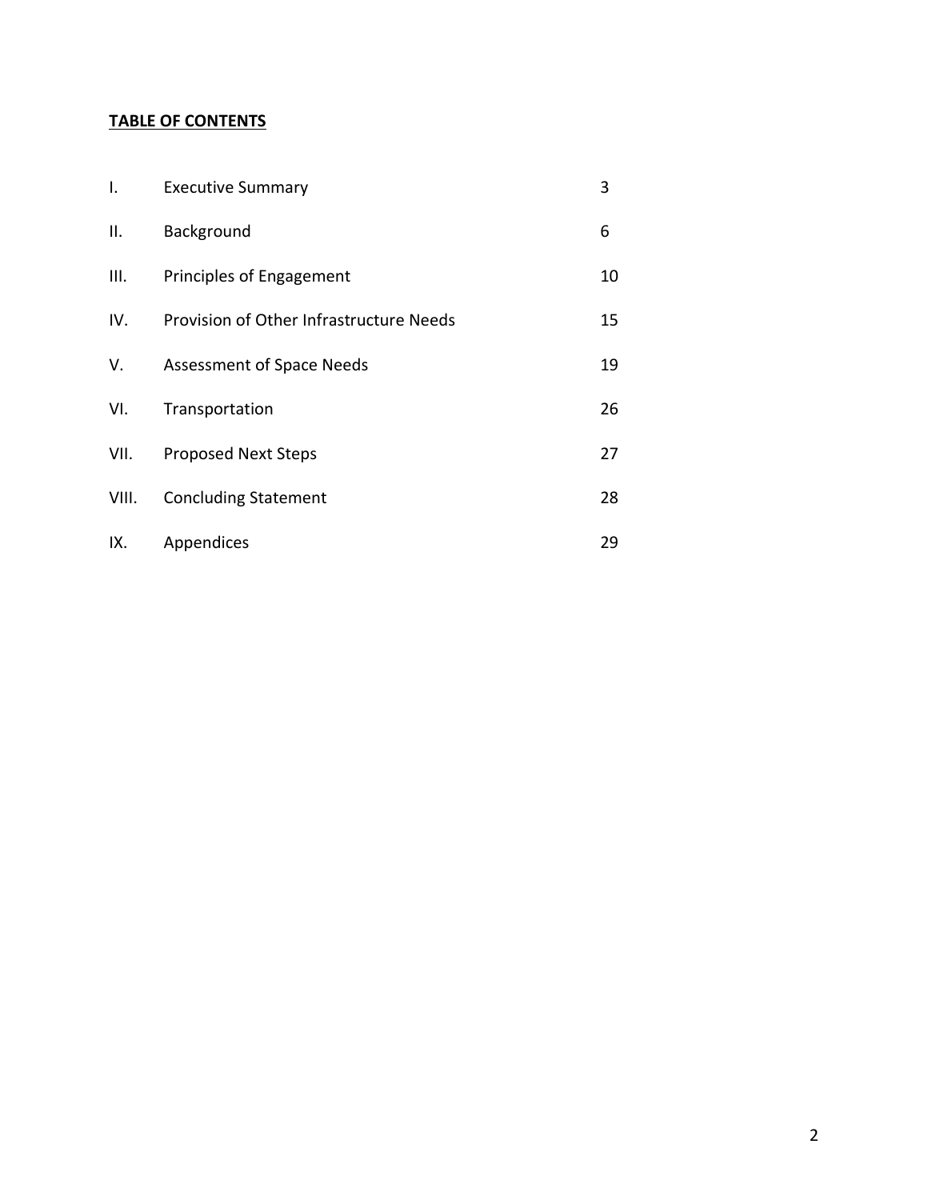**TABLE OF CONTENTS**

| | | |
|---|---|---|
| I. | Executive Summary | 3 |
| II. | Background | 6 |
| III. | Principles of Engagement | 10 |
| IV. | Provision of Other Infrastructure Needs | 15 |
| V. | Assessment of Space Needs | 19 |
| VI. | Transportation | 26 |
| VII. | Proposed Next Steps | 27 |
| VIII. | Concluding Statement | 28 |
| IX. | Appendices | 29 |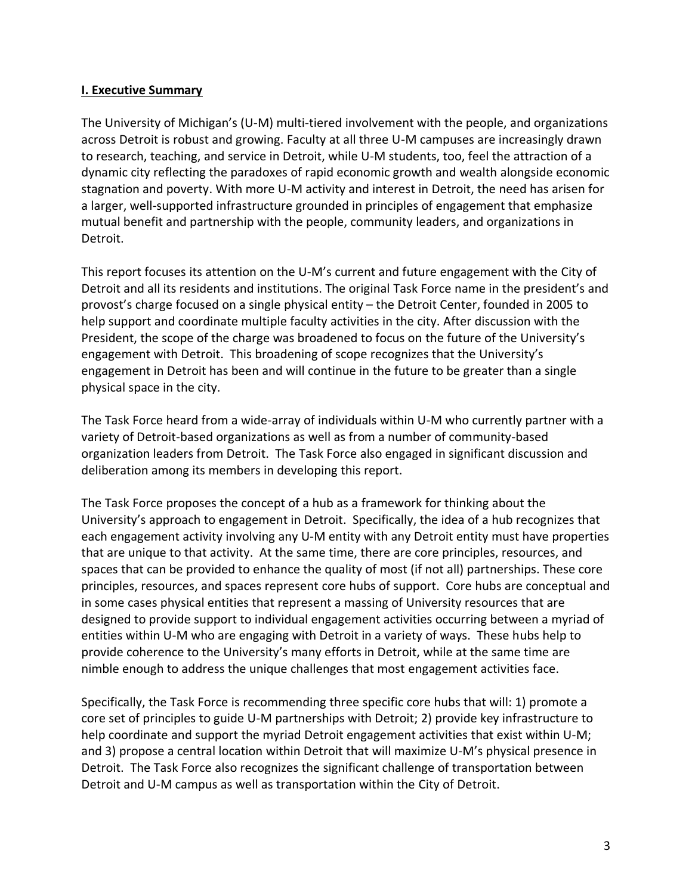## **I. Executive Summary**

The University of Michigan's (U-M) multi-tiered involvement with the people, and organizations across Detroit is robust and growing. Faculty at all three U-M campuses are increasingly drawn to research, teaching, and service in Detroit, while U-M students, too, feel the attraction of a dynamic city reflecting the paradoxes of rapid economic growth and wealth alongside economic stagnation and poverty. With more U-M activity and interest in Detroit, the need has arisen for a larger, well-supported infrastructure grounded in principles of engagement that emphasize mutual benefit and partnership with the people, community leaders, and organizations in Detroit.

This report focuses its attention on the U-M's current and future engagement with the City of Detroit and all its residents and institutions. The original Task Force name in the president's and provost's charge focused on a single physical entity – the Detroit Center, founded in 2005 to help support and coordinate multiple faculty activities in the city. After discussion with the President, the scope of the charge was broadened to focus on the future of the University's engagement with Detroit. This broadening of scope recognizes that the University's engagement in Detroit has been and will continue in the future to be greater than a single physical space in the city.

The Task Force heard from a wide-array of individuals within U-M who currently partner with a variety of Detroit-based organizations as well as from a number of community-based organization leaders from Detroit. The Task Force also engaged in significant discussion and deliberation among its members in developing this report.

The Task Force proposes the concept of a hub as a framework for thinking about the University's approach to engagement in Detroit. Specifically, the idea of a hub recognizes that each engagement activity involving any U-M entity with any Detroit entity must have properties that are unique to that activity. At the same time, there are core principles, resources, and spaces that can be provided to enhance the quality of most (if not all) partnerships. These core principles, resources, and spaces represent core hubs of support. Core hubs are conceptual and in some cases physical entities that represent a massing of University resources that are designed to provide support to individual engagement activities occurring between a myriad of entities within U-M who are engaging with Detroit in a variety of ways. These hubs help to provide coherence to the University's many efforts in Detroit, while at the same time are nimble enough to address the unique challenges that most engagement activities face.

Specifically, the Task Force is recommending three specific core hubs that will: 1) promote a core set of principles to guide U-M partnerships with Detroit; 2) provide key infrastructure to help coordinate and support the myriad Detroit engagement activities that exist within U-M; and 3) propose a central location within Detroit that will maximize U-M's physical presence in Detroit. The Task Force also recognizes the significant challenge of transportation between Detroit and U-M campus as well as transportation within the City of Detroit.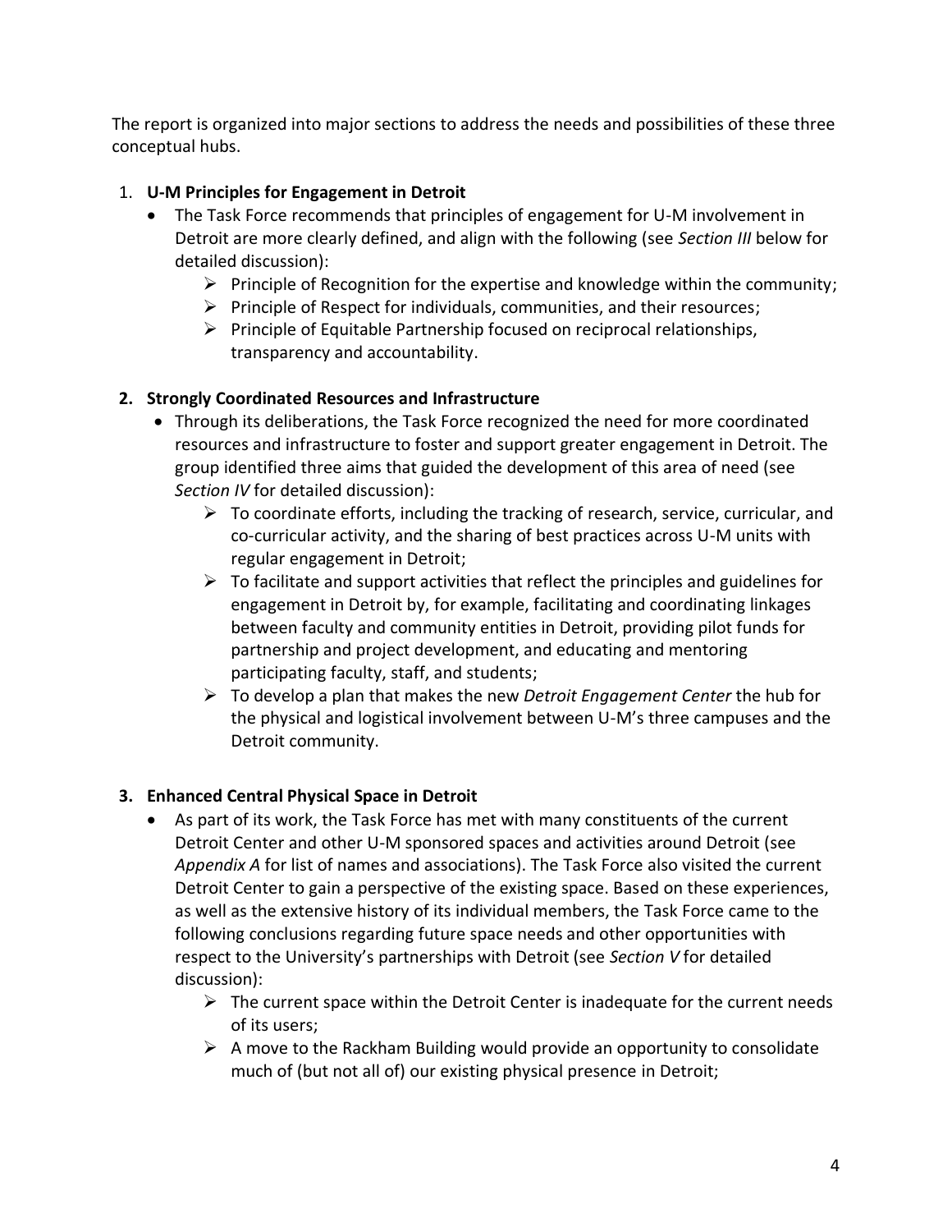The report is organized into major sections to address the needs and possibilities of these three conceptual hubs.

1. **U-M Principles for Engagement in Detroit**
   - The Task Force recommends that principles of engagement for U-M involvement in Detroit are more clearly defined, and align with the following (see *Section III* below for detailed discussion):
     - Principle of Recognition for the expertise and knowledge within the community;
     - Principle of Respect for individuals, communities, and their resources;
     - Principle of Equitable Partnership focused on reciprocal relationships, transparency and accountability.

2. **Strongly Coordinated Resources and Infrastructure**
   - Through its deliberations, the Task Force recognized the need for more coordinated resources and infrastructure to foster and support greater engagement in Detroit. The group identified three aims that guided the development of this area of need (see *Section IV* for detailed discussion):
     - To coordinate efforts, including the tracking of research, service, curricular, and co-curricular activity, and the sharing of best practices across U-M units with regular engagement in Detroit;
     - To facilitate and support activities that reflect the principles and guidelines for engagement in Detroit by, for example, facilitating and coordinating linkages between faculty and community entities in Detroit, providing pilot funds for partnership and project development, and educating and mentoring participating faculty, staff, and students;
     - To develop a plan that makes the new *Detroit Engagement Center* the hub for the physical and logistical involvement between U-M's three campuses and the Detroit community.

3. **Enhanced Central Physical Space in Detroit**
   - As part of its work, the Task Force has met with many constituents of the current Detroit Center and other U-M sponsored spaces and activities around Detroit (see *Appendix A* for list of names and associations). The Task Force also visited the current Detroit Center to gain a perspective of the existing space. Based on these experiences, as well as the extensive history of its individual members, the Task Force came to the following conclusions regarding future space needs and other opportunities with respect to the University's partnerships with Detroit (see *Section V* for detailed discussion):
     - The current space within the Detroit Center is inadequate for the current needs of its users;
     - A move to the Rackham Building would provide an opportunity to consolidate much of (but not all of) our existing physical presence in Detroit;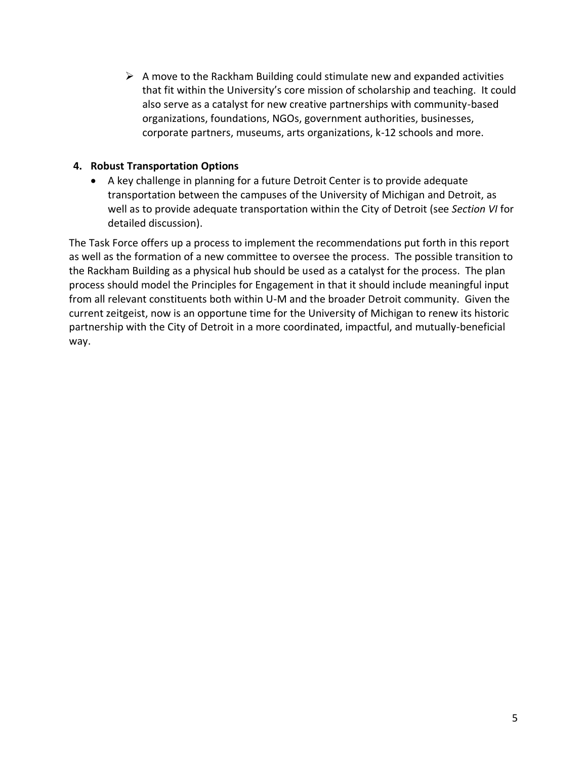- A move to the Rackham Building could stimulate new and expanded activities that fit within the University's core mission of scholarship and teaching. It could also serve as a catalyst for new creative partnerships with community-based organizations, foundations, NGOs, government authorities, businesses, corporate partners, museums, arts organizations, k-12 schools and more.

**4. Robust Transportation Options**

- A key challenge in planning for a future Detroit Center is to provide adequate transportation between the campuses of the University of Michigan and Detroit, as well as to provide adequate transportation within the City of Detroit (see *Section VI* for detailed discussion).

The Task Force offers up a process to implement the recommendations put forth in this report as well as the formation of a new committee to oversee the process. The possible transition to the Rackham Building as a physical hub should be used as a catalyst for the process. The plan process should model the Principles for Engagement in that it should include meaningful input from all relevant constituents both within U-M and the broader Detroit community. Given the current zeitgeist, now is an opportune time for the University of Michigan to renew its historic partnership with the City of Detroit in a more coordinated, impactful, and mutually-beneficial way.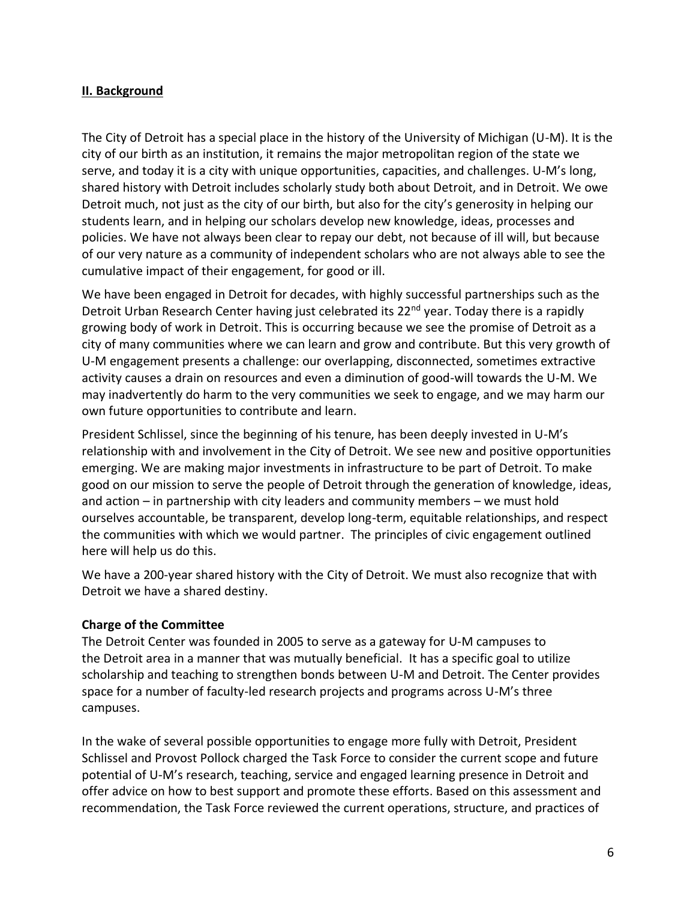## II. Background

The City of Detroit has a special place in the history of the University of Michigan (U-M). It is the city of our birth as an institution, it remains the major metropolitan region of the state we serve, and today it is a city with unique opportunities, capacities, and challenges. U-M's long, shared history with Detroit includes scholarly study both about Detroit, and in Detroit. We owe Detroit much, not just as the city of our birth, but also for the city's generosity in helping our students learn, and in helping our scholars develop new knowledge, ideas, processes and policies. We have not always been clear to repay our debt, not because of ill will, but because of our very nature as a community of independent scholars who are not always able to see the cumulative impact of their engagement, for good or ill.

We have been engaged in Detroit for decades, with highly successful partnerships such as the Detroit Urban Research Center having just celebrated its 22nd year. Today there is a rapidly growing body of work in Detroit. This is occurring because we see the promise of Detroit as a city of many communities where we can learn and grow and contribute. But this very growth of U-M engagement presents a challenge: our overlapping, disconnected, sometimes extractive activity causes a drain on resources and even a diminution of good-will towards the U-M. We may inadvertently do harm to the very communities we seek to engage, and we may harm our own future opportunities to contribute and learn.

President Schlissel, since the beginning of his tenure, has been deeply invested in U-M's relationship with and involvement in the City of Detroit. We see new and positive opportunities emerging. We are making major investments in infrastructure to be part of Detroit. To make good on our mission to serve the people of Detroit through the generation of knowledge, ideas, and action – in partnership with city leaders and community members – we must hold ourselves accountable, be transparent, develop long-term, equitable relationships, and respect the communities with which we would partner. The principles of civic engagement outlined here will help us do this.

We have a 200-year shared history with the City of Detroit. We must also recognize that with Detroit we have a shared destiny.

### Charge of the Committee

The Detroit Center was founded in 2005 to serve as a gateway for U-M campuses to the Detroit area in a manner that was mutually beneficial. It has a specific goal to utilize scholarship and teaching to strengthen bonds between U-M and Detroit. The Center provides space for a number of faculty-led research projects and programs across U-M's three campuses.

In the wake of several possible opportunities to engage more fully with Detroit, President Schlissel and Provost Pollock charged the Task Force to consider the current scope and future potential of U-M's research, teaching, service and engaged learning presence in Detroit and offer advice on how to best support and promote these efforts. Based on this assessment and recommendation, the Task Force reviewed the current operations, structure, and practices of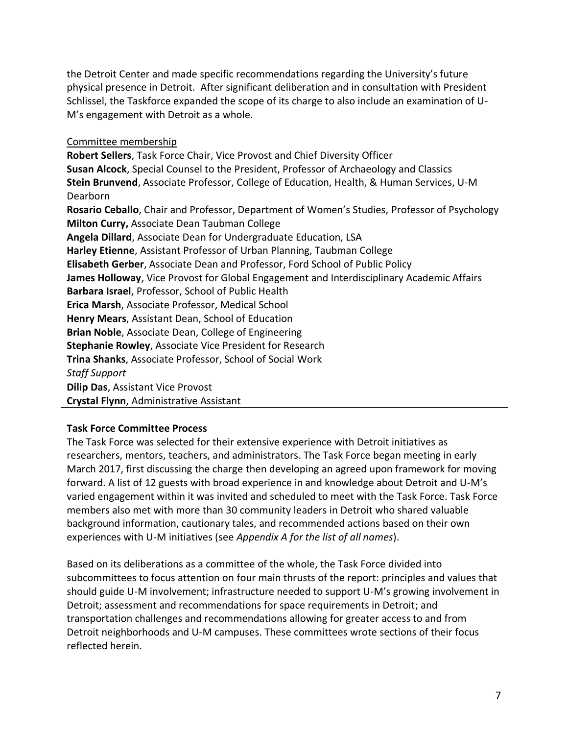the Detroit Center and made specific recommendations regarding the University's future physical presence in Detroit. After significant deliberation and in consultation with President Schlissel, the Taskforce expanded the scope of its charge to also include an examination of U-M's engagement with Detroit as a whole.

Committee membership

**Robert Sellers**, Task Force Chair, Vice Provost and Chief Diversity Officer
**Susan Alcock**, Special Counsel to the President, Professor of Archaeology and Classics
**Stein Brunvend**, Associate Professor, College of Education, Health, & Human Services, U-M Dearborn
**Rosario Ceballo**, Chair and Professor, Department of Women's Studies, Professor of Psychology
**Milton Curry,** Associate Dean Taubman College
**Angela Dillard**, Associate Dean for Undergraduate Education, LSA
**Harley Etienne**, Assistant Professor of Urban Planning, Taubman College
**Elisabeth Gerber**, Associate Dean and Professor, Ford School of Public Policy
**James Holloway**, Vice Provost for Global Engagement and Interdisciplinary Academic Affairs
**Barbara Israel**, Professor, School of Public Health
**Erica Marsh**, Associate Professor, Medical School
**Henry Mears**, Assistant Dean, School of Education
**Brian Noble**, Associate Dean, College of Engineering
**Stephanie Rowley**, Associate Vice President for Research
**Trina Shanks**, Associate Professor, School of Social Work

*Staff Support*

**Dilip Das**, Assistant Vice Provost
**Crystal Flynn**, Administrative Assistant

**Task Force Committee Process**

The Task Force was selected for their extensive experience with Detroit initiatives as researchers, mentors, teachers, and administrators. The Task Force began meeting in early March 2017, first discussing the charge then developing an agreed upon framework for moving forward. A list of 12 guests with broad experience in and knowledge about Detroit and U-M's varied engagement within it was invited and scheduled to meet with the Task Force. Task Force members also met with more than 30 community leaders in Detroit who shared valuable background information, cautionary tales, and recommended actions based on their own experiences with U-M initiatives (see *Appendix A for the list of all names*).

Based on its deliberations as a committee of the whole, the Task Force divided into subcommittees to focus attention on four main thrusts of the report: principles and values that should guide U-M involvement; infrastructure needed to support U-M's growing involvement in Detroit; assessment and recommendations for space requirements in Detroit; and transportation challenges and recommendations allowing for greater access to and from Detroit neighborhoods and U-M campuses. These committees wrote sections of their focus reflected herein.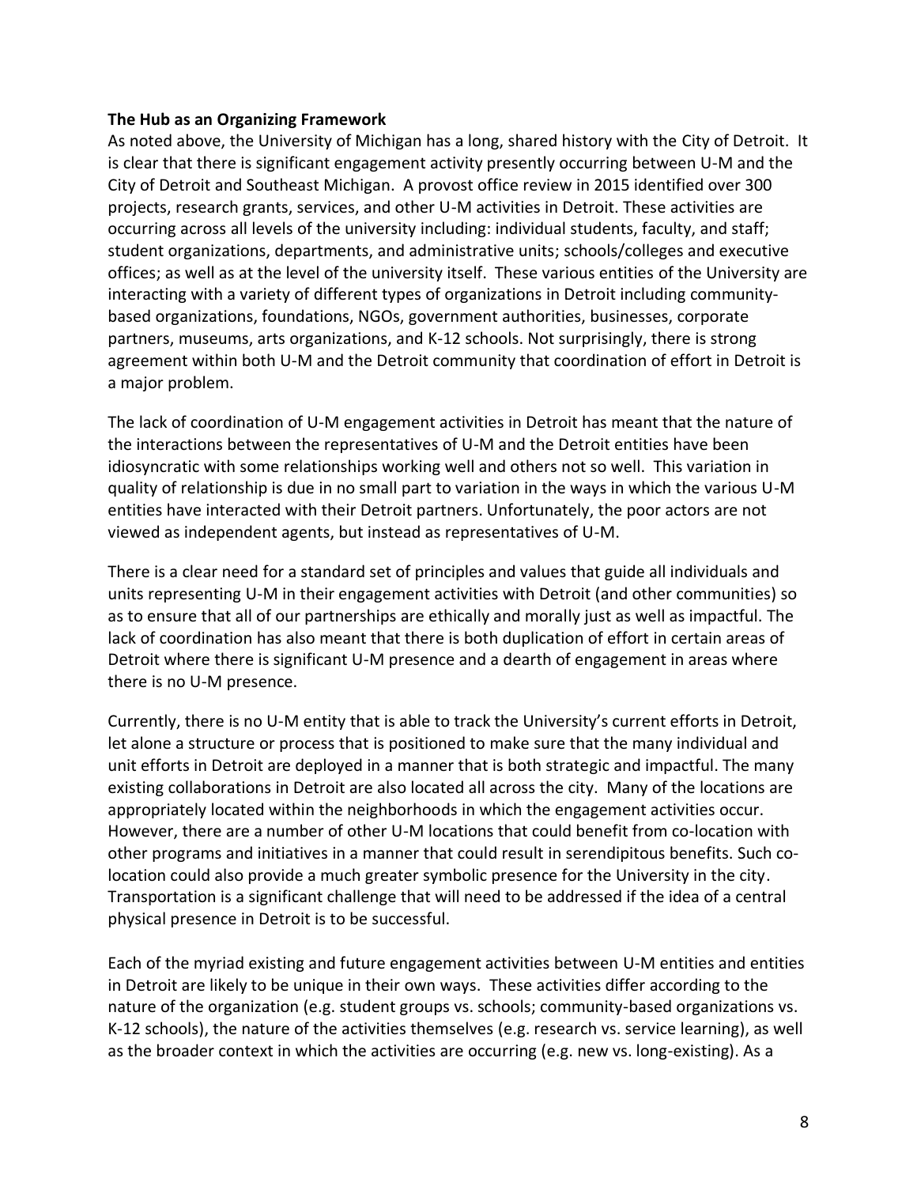**The Hub as an Organizing Framework**

As noted above, the University of Michigan has a long, shared history with the City of Detroit. It is clear that there is significant engagement activity presently occurring between U-M and the City of Detroit and Southeast Michigan. A provost office review in 2015 identified over 300 projects, research grants, services, and other U-M activities in Detroit. These activities are occurring across all levels of the university including: individual students, faculty, and staff; student organizations, departments, and administrative units; schools/colleges and executive offices; as well as at the level of the university itself. These various entities of the University are interacting with a variety of different types of organizations in Detroit including community-based organizations, foundations, NGOs, government authorities, businesses, corporate partners, museums, arts organizations, and K-12 schools. Not surprisingly, there is strong agreement within both U-M and the Detroit community that coordination of effort in Detroit is a major problem.

The lack of coordination of U-M engagement activities in Detroit has meant that the nature of the interactions between the representatives of U-M and the Detroit entities have been idiosyncratic with some relationships working well and others not so well. This variation in quality of relationship is due in no small part to variation in the ways in which the various U-M entities have interacted with their Detroit partners. Unfortunately, the poor actors are not viewed as independent agents, but instead as representatives of U-M.

There is a clear need for a standard set of principles and values that guide all individuals and units representing U-M in their engagement activities with Detroit (and other communities) so as to ensure that all of our partnerships are ethically and morally just as well as impactful. The lack of coordination has also meant that there is both duplication of effort in certain areas of Detroit where there is significant U-M presence and a dearth of engagement in areas where there is no U-M presence.

Currently, there is no U-M entity that is able to track the University's current efforts in Detroit, let alone a structure or process that is positioned to make sure that the many individual and unit efforts in Detroit are deployed in a manner that is both strategic and impactful. The many existing collaborations in Detroit are also located all across the city. Many of the locations are appropriately located within the neighborhoods in which the engagement activities occur. However, there are a number of other U-M locations that could benefit from co-location with other programs and initiatives in a manner that could result in serendipitous benefits. Such co-location could also provide a much greater symbolic presence for the University in the city. Transportation is a significant challenge that will need to be addressed if the idea of a central physical presence in Detroit is to be successful.

Each of the myriad existing and future engagement activities between U-M entities and entities in Detroit are likely to be unique in their own ways. These activities differ according to the nature of the organization (e.g. student groups vs. schools; community-based organizations vs. K-12 schools), the nature of the activities themselves (e.g. research vs. service learning), as well as the broader context in which the activities are occurring (e.g. new vs. long-existing). As a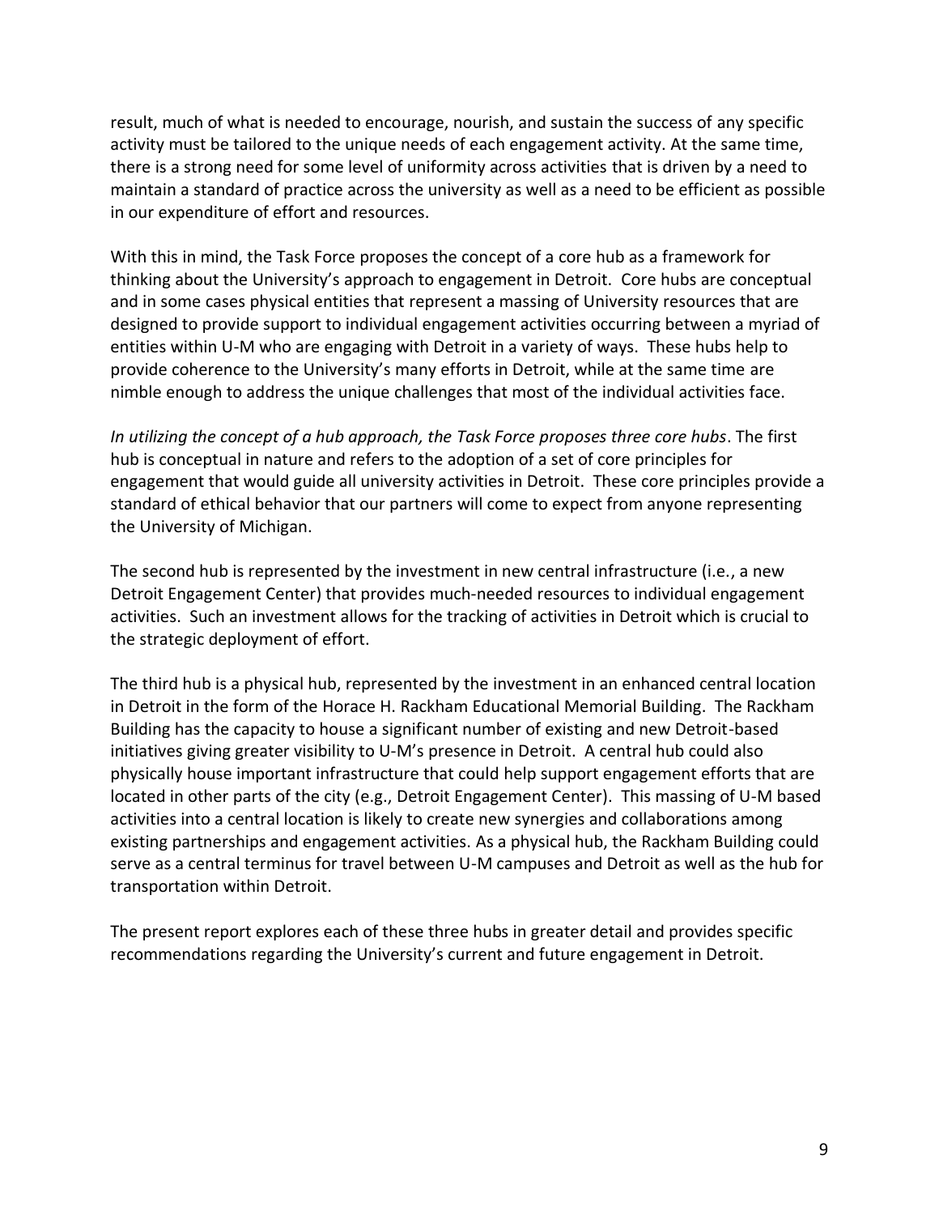result, much of what is needed to encourage, nourish, and sustain the success of any specific activity must be tailored to the unique needs of each engagement activity. At the same time, there is a strong need for some level of uniformity across activities that is driven by a need to maintain a standard of practice across the university as well as a need to be efficient as possible in our expenditure of effort and resources.

With this in mind, the Task Force proposes the concept of a core hub as a framework for thinking about the University's approach to engagement in Detroit. Core hubs are conceptual and in some cases physical entities that represent a massing of University resources that are designed to provide support to individual engagement activities occurring between a myriad of entities within U-M who are engaging with Detroit in a variety of ways. These hubs help to provide coherence to the University's many efforts in Detroit, while at the same time are nimble enough to address the unique challenges that most of the individual activities face.

*In utilizing the concept of a hub approach, the Task Force proposes three core hubs*. The first hub is conceptual in nature and refers to the adoption of a set of core principles for engagement that would guide all university activities in Detroit. These core principles provide a standard of ethical behavior that our partners will come to expect from anyone representing the University of Michigan.

The second hub is represented by the investment in new central infrastructure (i.e., a new Detroit Engagement Center) that provides much-needed resources to individual engagement activities. Such an investment allows for the tracking of activities in Detroit which is crucial to the strategic deployment of effort.

The third hub is a physical hub, represented by the investment in an enhanced central location in Detroit in the form of the Horace H. Rackham Educational Memorial Building. The Rackham Building has the capacity to house a significant number of existing and new Detroit-based initiatives giving greater visibility to U-M's presence in Detroit. A central hub could also physically house important infrastructure that could help support engagement efforts that are located in other parts of the city (e.g., Detroit Engagement Center). This massing of U-M based activities into a central location is likely to create new synergies and collaborations among existing partnerships and engagement activities. As a physical hub, the Rackham Building could serve as a central terminus for travel between U-M campuses and Detroit as well as the hub for transportation within Detroit.

The present report explores each of these three hubs in greater detail and provides specific recommendations regarding the University's current and future engagement in Detroit.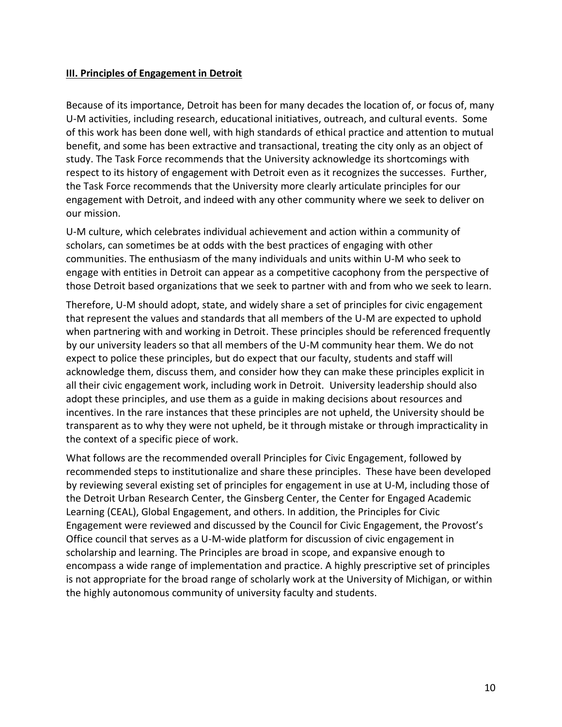## III. Principles of Engagement in Detroit

Because of its importance, Detroit has been for many decades the location of, or focus of, many U-M activities, including research, educational initiatives, outreach, and cultural events. Some of this work has been done well, with high standards of ethical practice and attention to mutual benefit, and some has been extractive and transactional, treating the city only as an object of study. The Task Force recommends that the University acknowledge its shortcomings with respect to its history of engagement with Detroit even as it recognizes the successes. Further, the Task Force recommends that the University more clearly articulate principles for our engagement with Detroit, and indeed with any other community where we seek to deliver on our mission.

U-M culture, which celebrates individual achievement and action within a community of scholars, can sometimes be at odds with the best practices of engaging with other communities. The enthusiasm of the many individuals and units within U-M who seek to engage with entities in Detroit can appear as a competitive cacophony from the perspective of those Detroit based organizations that we seek to partner with and from who we seek to learn.

Therefore, U-M should adopt, state, and widely share a set of principles for civic engagement that represent the values and standards that all members of the U-M are expected to uphold when partnering with and working in Detroit. These principles should be referenced frequently by our university leaders so that all members of the U-M community hear them. We do not expect to police these principles, but do expect that our faculty, students and staff will acknowledge them, discuss them, and consider how they can make these principles explicit in all their civic engagement work, including work in Detroit. University leadership should also adopt these principles, and use them as a guide in making decisions about resources and incentives. In the rare instances that these principles are not upheld, the University should be transparent as to why they were not upheld, be it through mistake or through impracticality in the context of a specific piece of work.

What follows are the recommended overall Principles for Civic Engagement, followed by recommended steps to institutionalize and share these principles. These have been developed by reviewing several existing set of principles for engagement in use at U-M, including those of the Detroit Urban Research Center, the Ginsberg Center, the Center for Engaged Academic Learning (CEAL), Global Engagement, and others. In addition, the Principles for Civic Engagement were reviewed and discussed by the Council for Civic Engagement, the Provost's Office council that serves as a U-M-wide platform for discussion of civic engagement in scholarship and learning. The Principles are broad in scope, and expansive enough to encompass a wide range of implementation and practice. A highly prescriptive set of principles is not appropriate for the broad range of scholarly work at the University of Michigan, or within the highly autonomous community of university faculty and students.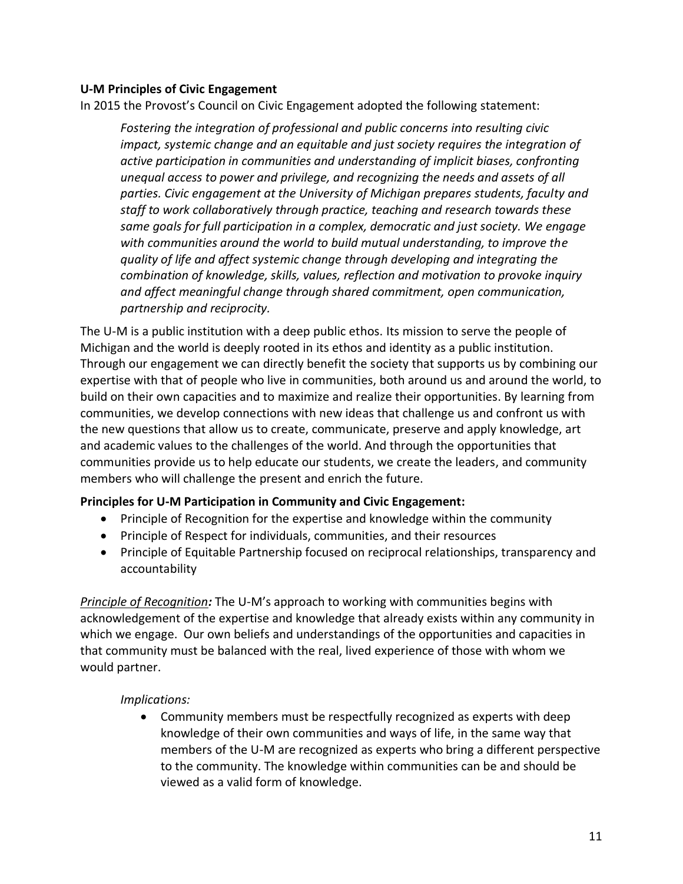**U-M Principles of Civic Engagement**

In 2015 the Provost's Council on Civic Engagement adopted the following statement:

> *Fostering the integration of professional and public concerns into resulting civic impact, systemic change and an equitable and just society requires the integration of active participation in communities and understanding of implicit biases, confronting unequal access to power and privilege, and recognizing the needs and assets of all parties. Civic engagement at the University of Michigan prepares students, faculty and staff to work collaboratively through practice, teaching and research towards these same goals for full participation in a complex, democratic and just society. We engage with communities around the world to build mutual understanding, to improve the quality of life and affect systemic change through developing and integrating the combination of knowledge, skills, values, reflection and motivation to provoke inquiry and affect meaningful change through shared commitment, open communication, partnership and reciprocity.*

The U-M is a public institution with a deep public ethos. Its mission to serve the people of Michigan and the world is deeply rooted in its ethos and identity as a public institution. Through our engagement we can directly benefit the society that supports us by combining our expertise with that of people who live in communities, both around us and around the world, to build on their own capacities and to maximize and realize their opportunities. By learning from communities, we develop connections with new ideas that challenge us and confront us with the new questions that allow us to create, communicate, preserve and apply knowledge, art and academic values to the challenges of the world. And through the opportunities that communities provide us to help educate our students, we create the leaders, and community members who will challenge the present and enrich the future.

**Principles for U-M Participation in Community and Civic Engagement:**

- Principle of Recognition for the expertise and knowledge within the community
- Principle of Respect for individuals, communities, and their resources
- Principle of Equitable Partnership focused on reciprocal relationships, transparency and accountability

*Principle of Recognition**:*** The U-M's approach to working with communities begins with acknowledgement of the expertise and knowledge that already exists within any community in which we engage. Our own beliefs and understandings of the opportunities and capacities in that community must be balanced with the real, lived experience of those with whom we would partner.

*Implications:*

- Community members must be respectfully recognized as experts with deep knowledge of their own communities and ways of life, in the same way that members of the U-M are recognized as experts who bring a different perspective to the community. The knowledge within communities can be and should be viewed as a valid form of knowledge.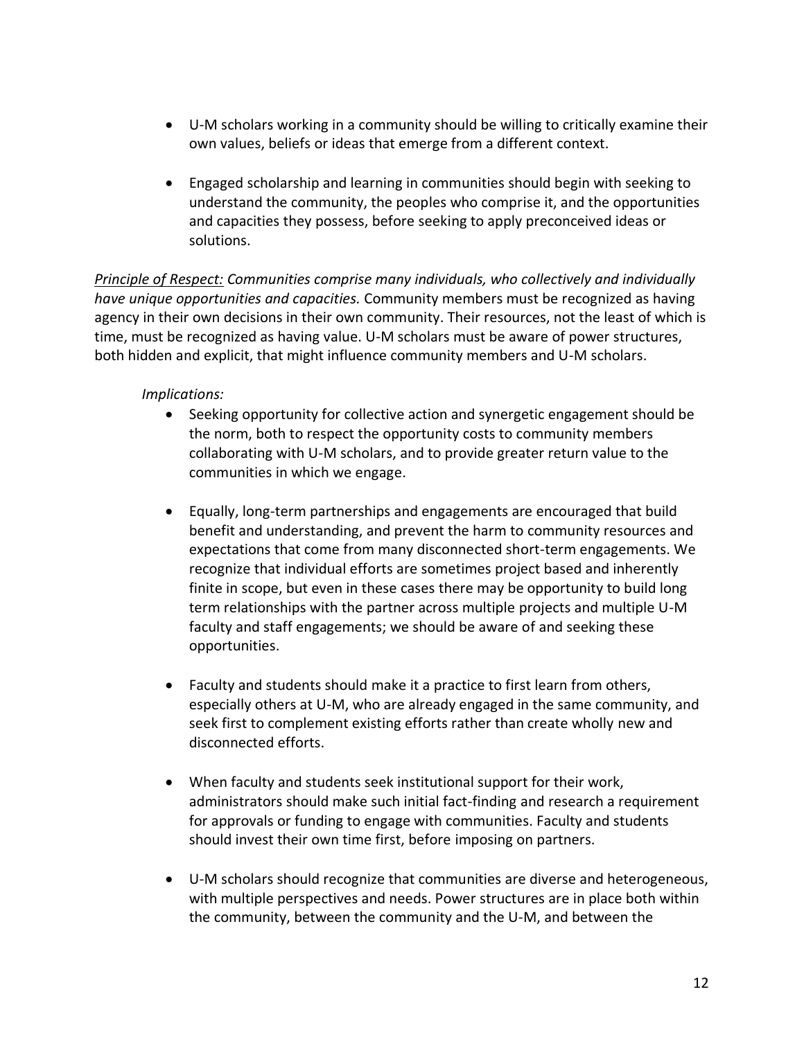- U-M scholars working in a community should be willing to critically examine their own values, beliefs or ideas that emerge from a different context.

- Engaged scholarship and learning in communities should begin with seeking to understand the community, the peoples who comprise it, and the opportunities and capacities they possess, before seeking to apply preconceived ideas or solutions.

*<u>Principle of Respect:</u> Communities comprise many individuals, who collectively and individually have unique opportunities and capacities.* Community members must be recognized as having agency in their own decisions in their own community. Their resources, not the least of which is time, must be recognized as having value. U-M scholars must be aware of power structures, both hidden and explicit, that might influence community members and U-M scholars.

*Implications:*

- Seeking opportunity for collective action and synergetic engagement should be the norm, both to respect the opportunity costs to community members collaborating with U-M scholars, and to provide greater return value to the communities in which we engage.

- Equally, long-term partnerships and engagements are encouraged that build benefit and understanding, and prevent the harm to community resources and expectations that come from many disconnected short-term engagements. We recognize that individual efforts are sometimes project based and inherently finite in scope, but even in these cases there may be opportunity to build long term relationships with the partner across multiple projects and multiple U-M faculty and staff engagements; we should be aware of and seeking these opportunities.

- Faculty and students should make it a practice to first learn from others, especially others at U-M, who are already engaged in the same community, and seek first to complement existing efforts rather than create wholly new and disconnected efforts.

- When faculty and students seek institutional support for their work, administrators should make such initial fact-finding and research a requirement for approvals or funding to engage with communities. Faculty and students should invest their own time first, before imposing on partners.

- U-M scholars should recognize that communities are diverse and heterogeneous, with multiple perspectives and needs. Power structures are in place both within the community, between the community and the U-M, and between the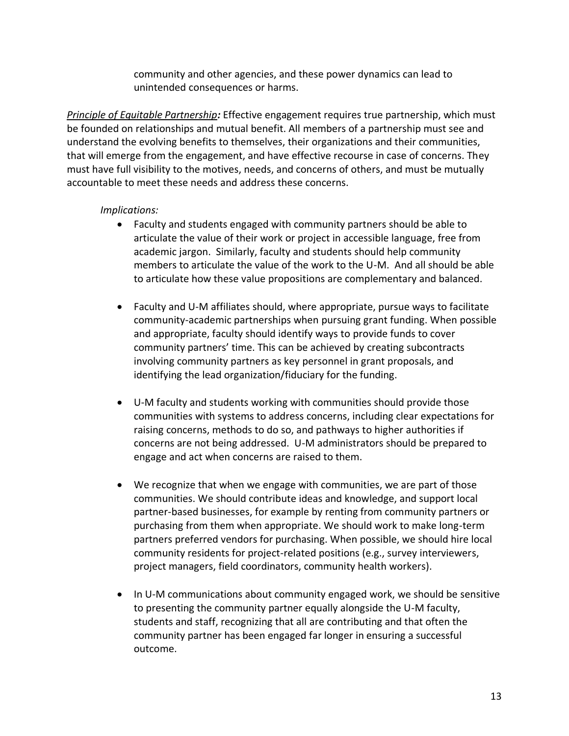community and other agencies, and these power dynamics can lead to unintended consequences or harms.

***Principle of Equitable Partnership:*** Effective engagement requires true partnership, which must be founded on relationships and mutual benefit. All members of a partnership must see and understand the evolving benefits to themselves, their organizations and their communities, that will emerge from the engagement, and have effective recourse in case of concerns. They must have full visibility to the motives, needs, and concerns of others, and must be mutually accountable to meet these needs and address these concerns.

*Implications:*

- Faculty and students engaged with community partners should be able to articulate the value of their work or project in accessible language, free from academic jargon. Similarly, faculty and students should help community members to articulate the value of the work to the U-M. And all should be able to articulate how these value propositions are complementary and balanced.

- Faculty and U-M affiliates should, where appropriate, pursue ways to facilitate community-academic partnerships when pursuing grant funding. When possible and appropriate, faculty should identify ways to provide funds to cover community partners' time. This can be achieved by creating subcontracts involving community partners as key personnel in grant proposals, and identifying the lead organization/fiduciary for the funding.

- U-M faculty and students working with communities should provide those communities with systems to address concerns, including clear expectations for raising concerns, methods to do so, and pathways to higher authorities if concerns are not being addressed. U-M administrators should be prepared to engage and act when concerns are raised to them.

- We recognize that when we engage with communities, we are part of those communities. We should contribute ideas and knowledge, and support local partner-based businesses, for example by renting from community partners or purchasing from them when appropriate. We should work to make long-term partners preferred vendors for purchasing. When possible, we should hire local community residents for project-related positions (e.g., survey interviewers, project managers, field coordinators, community health workers).

- In U-M communications about community engaged work, we should be sensitive to presenting the community partner equally alongside the U-M faculty, students and staff, recognizing that all are contributing and that often the community partner has been engaged far longer in ensuring a successful outcome.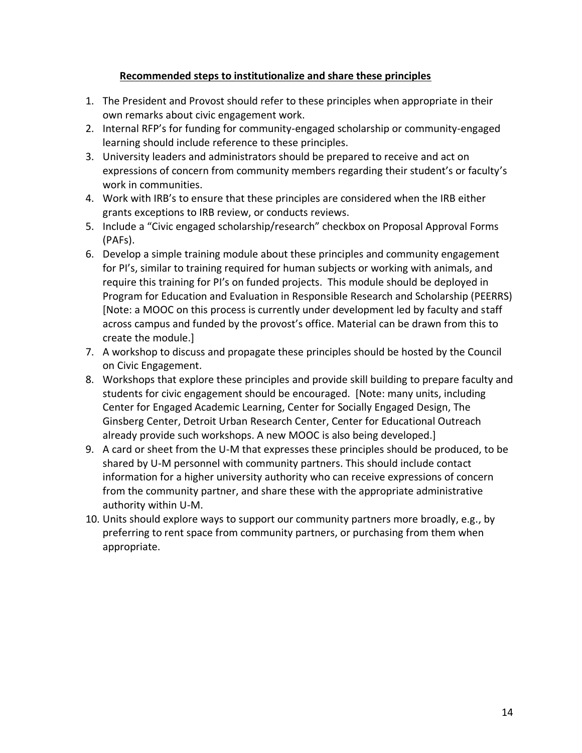**Recommended steps to institutionalize and share these principles**

1. The President and Provost should refer to these principles when appropriate in their own remarks about civic engagement work.
2. Internal RFP's for funding for community-engaged scholarship or community-engaged learning should include reference to these principles.
3. University leaders and administrators should be prepared to receive and act on expressions of concern from community members regarding their student's or faculty's work in communities.
4. Work with IRB's to ensure that these principles are considered when the IRB either grants exceptions to IRB review, or conducts reviews.
5. Include a "Civic engaged scholarship/research" checkbox on Proposal Approval Forms (PAFs).
6. Develop a simple training module about these principles and community engagement for PI's, similar to training required for human subjects or working with animals, and require this training for PI's on funded projects. This module should be deployed in Program for Education and Evaluation in Responsible Research and Scholarship (PEERRS) [Note: a MOOC on this process is currently under development led by faculty and staff across campus and funded by the provost's office. Material can be drawn from this to create the module.]
7. A workshop to discuss and propagate these principles should be hosted by the Council on Civic Engagement.
8. Workshops that explore these principles and provide skill building to prepare faculty and students for civic engagement should be encouraged. [Note: many units, including Center for Engaged Academic Learning, Center for Socially Engaged Design, The Ginsberg Center, Detroit Urban Research Center, Center for Educational Outreach already provide such workshops. A new MOOC is also being developed.]
9. A card or sheet from the U-M that expresses these principles should be produced, to be shared by U-M personnel with community partners. This should include contact information for a higher university authority who can receive expressions of concern from the community partner, and share these with the appropriate administrative authority within U-M.
10. Units should explore ways to support our community partners more broadly, e.g., by preferring to rent space from community partners, or purchasing from them when appropriate.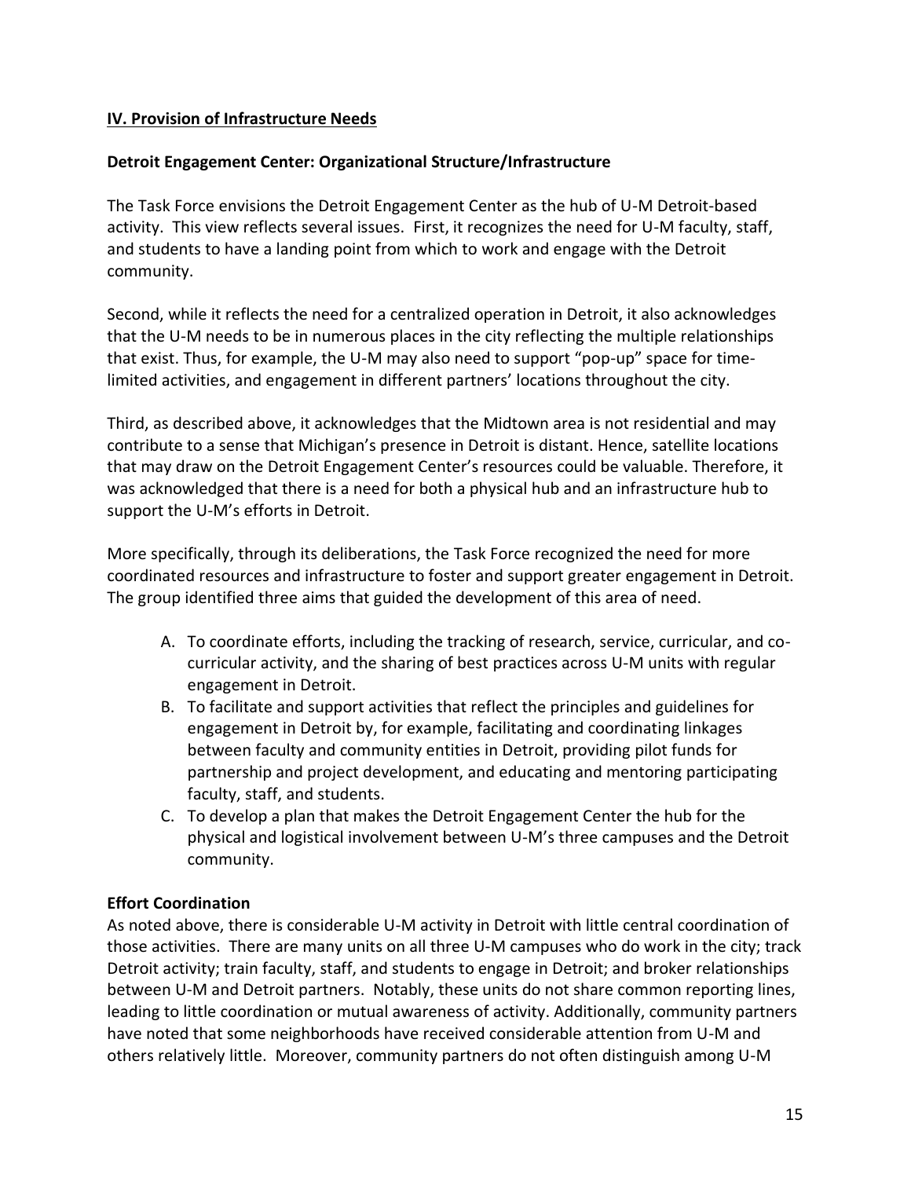## IV. Provision of Infrastructure Needs

### Detroit Engagement Center: Organizational Structure/Infrastructure

The Task Force envisions the Detroit Engagement Center as the hub of U-M Detroit-based activity. This view reflects several issues. First, it recognizes the need for U-M faculty, staff, and students to have a landing point from which to work and engage with the Detroit community.

Second, while it reflects the need for a centralized operation in Detroit, it also acknowledges that the U-M needs to be in numerous places in the city reflecting the multiple relationships that exist. Thus, for example, the U-M may also need to support "pop-up" space for time-limited activities, and engagement in different partners' locations throughout the city.

Third, as described above, it acknowledges that the Midtown area is not residential and may contribute to a sense that Michigan's presence in Detroit is distant. Hence, satellite locations that may draw on the Detroit Engagement Center's resources could be valuable. Therefore, it was acknowledged that there is a need for both a physical hub and an infrastructure hub to support the U-M's efforts in Detroit.

More specifically, through its deliberations, the Task Force recognized the need for more coordinated resources and infrastructure to foster and support greater engagement in Detroit. The group identified three aims that guided the development of this area of need.

A. To coordinate efforts, including the tracking of research, service, curricular, and co-curricular activity, and the sharing of best practices across U-M units with regular engagement in Detroit.
B. To facilitate and support activities that reflect the principles and guidelines for engagement in Detroit by, for example, facilitating and coordinating linkages between faculty and community entities in Detroit, providing pilot funds for partnership and project development, and educating and mentoring participating faculty, staff, and students.
C. To develop a plan that makes the Detroit Engagement Center the hub for the physical and logistical involvement between U-M's three campuses and the Detroit community.

### Effort Coordination

As noted above, there is considerable U-M activity in Detroit with little central coordination of those activities. There are many units on all three U-M campuses who do work in the city; track Detroit activity; train faculty, staff, and students to engage in Detroit; and broker relationships between U-M and Detroit partners. Notably, these units do not share common reporting lines, leading to little coordination or mutual awareness of activity. Additionally, community partners have noted that some neighborhoods have received considerable attention from U-M and others relatively little. Moreover, community partners do not often distinguish among U-M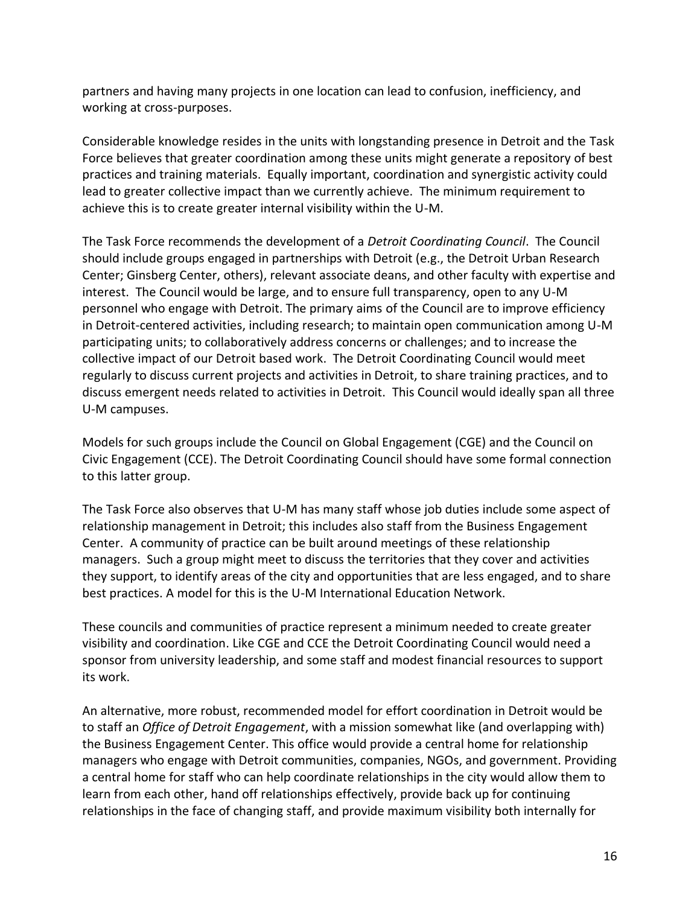partners and having many projects in one location can lead to confusion, inefficiency, and working at cross-purposes.

Considerable knowledge resides in the units with longstanding presence in Detroit and the Task Force believes that greater coordination among these units might generate a repository of best practices and training materials. Equally important, coordination and synergistic activity could lead to greater collective impact than we currently achieve. The minimum requirement to achieve this is to create greater internal visibility within the U-M.

The Task Force recommends the development of a *Detroit Coordinating Council*. The Council should include groups engaged in partnerships with Detroit (e.g., the Detroit Urban Research Center; Ginsberg Center, others), relevant associate deans, and other faculty with expertise and interest. The Council would be large, and to ensure full transparency, open to any U-M personnel who engage with Detroit. The primary aims of the Council are to improve efficiency in Detroit-centered activities, including research; to maintain open communication among U-M participating units; to collaboratively address concerns or challenges; and to increase the collective impact of our Detroit based work. The Detroit Coordinating Council would meet regularly to discuss current projects and activities in Detroit, to share training practices, and to discuss emergent needs related to activities in Detroit. This Council would ideally span all three U-M campuses.

Models for such groups include the Council on Global Engagement (CGE) and the Council on Civic Engagement (CCE). The Detroit Coordinating Council should have some formal connection to this latter group.

The Task Force also observes that U-M has many staff whose job duties include some aspect of relationship management in Detroit; this includes also staff from the Business Engagement Center. A community of practice can be built around meetings of these relationship managers. Such a group might meet to discuss the territories that they cover and activities they support, to identify areas of the city and opportunities that are less engaged, and to share best practices. A model for this is the U-M International Education Network.

These councils and communities of practice represent a minimum needed to create greater visibility and coordination. Like CGE and CCE the Detroit Coordinating Council would need a sponsor from university leadership, and some staff and modest financial resources to support its work.

An alternative, more robust, recommended model for effort coordination in Detroit would be to staff an *Office of Detroit Engagement*, with a mission somewhat like (and overlapping with) the Business Engagement Center. This office would provide a central home for relationship managers who engage with Detroit communities, companies, NGOs, and government. Providing a central home for staff who can help coordinate relationships in the city would allow them to learn from each other, hand off relationships effectively, provide back up for continuing relationships in the face of changing staff, and provide maximum visibility both internally for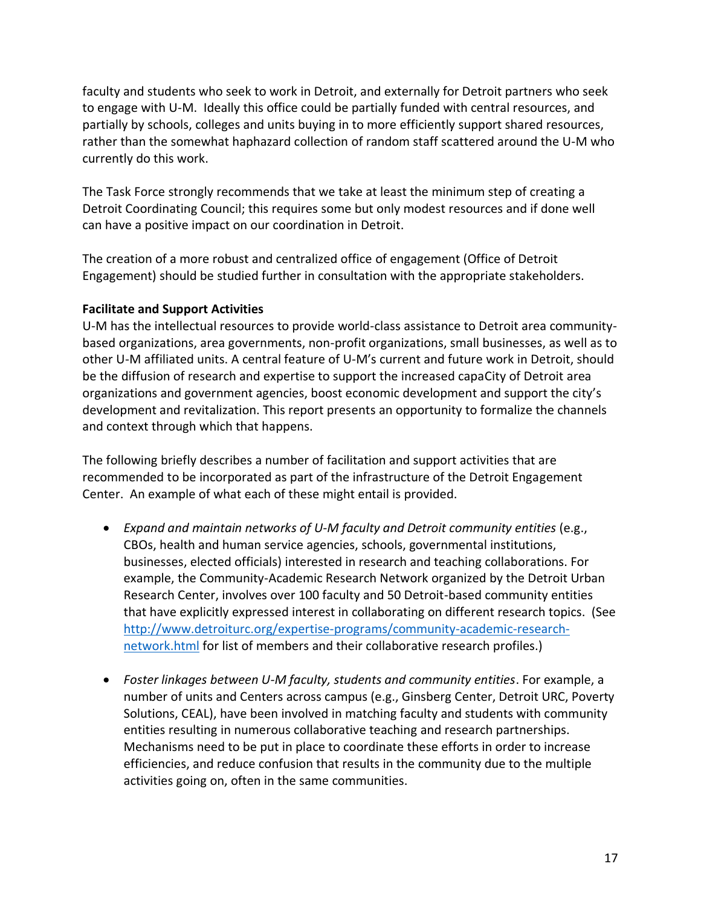faculty and students who seek to work in Detroit, and externally for Detroit partners who seek to engage with U-M. Ideally this office could be partially funded with central resources, and partially by schools, colleges and units buying in to more efficiently support shared resources, rather than the somewhat haphazard collection of random staff scattered around the U-M who currently do this work.

The Task Force strongly recommends that we take at least the minimum step of creating a Detroit Coordinating Council; this requires some but only modest resources and if done well can have a positive impact on our coordination in Detroit.

The creation of a more robust and centralized office of engagement (Office of Detroit Engagement) should be studied further in consultation with the appropriate stakeholders.

**Facilitate and Support Activities**

U-M has the intellectual resources to provide world-class assistance to Detroit area community-based organizations, area governments, non-profit organizations, small businesses, as well as to other U-M affiliated units. A central feature of U-M's current and future work in Detroit, should be the diffusion of research and expertise to support the increased capaCity of Detroit area organizations and government agencies, boost economic development and support the city's development and revitalization. This report presents an opportunity to formalize the channels and context through which that happens.

The following briefly describes a number of facilitation and support activities that are recommended to be incorporated as part of the infrastructure of the Detroit Engagement Center. An example of what each of these might entail is provided.

- *Expand and maintain networks of U-M faculty and Detroit community entities* (e.g., CBOs, health and human service agencies, schools, governmental institutions, businesses, elected officials) interested in research and teaching collaborations. For example, the Community-Academic Research Network organized by the Detroit Urban Research Center, involves over 100 faculty and 50 Detroit-based community entities that have explicitly expressed interest in collaborating on different research topics. (See [http://www.detroiturc.org/expertise-programs/community-academic-research-network.html](http://www.detroiturc.org/expertise-programs/community-academic-research-network.html) for list of members and their collaborative research profiles.)
- *Foster linkages between U-M faculty, students and community entities*. For example, a number of units and Centers across campus (e.g., Ginsberg Center, Detroit URC, Poverty Solutions, CEAL), have been involved in matching faculty and students with community entities resulting in numerous collaborative teaching and research partnerships. Mechanisms need to be put in place to coordinate these efforts in order to increase efficiencies, and reduce confusion that results in the community due to the multiple activities going on, often in the same communities.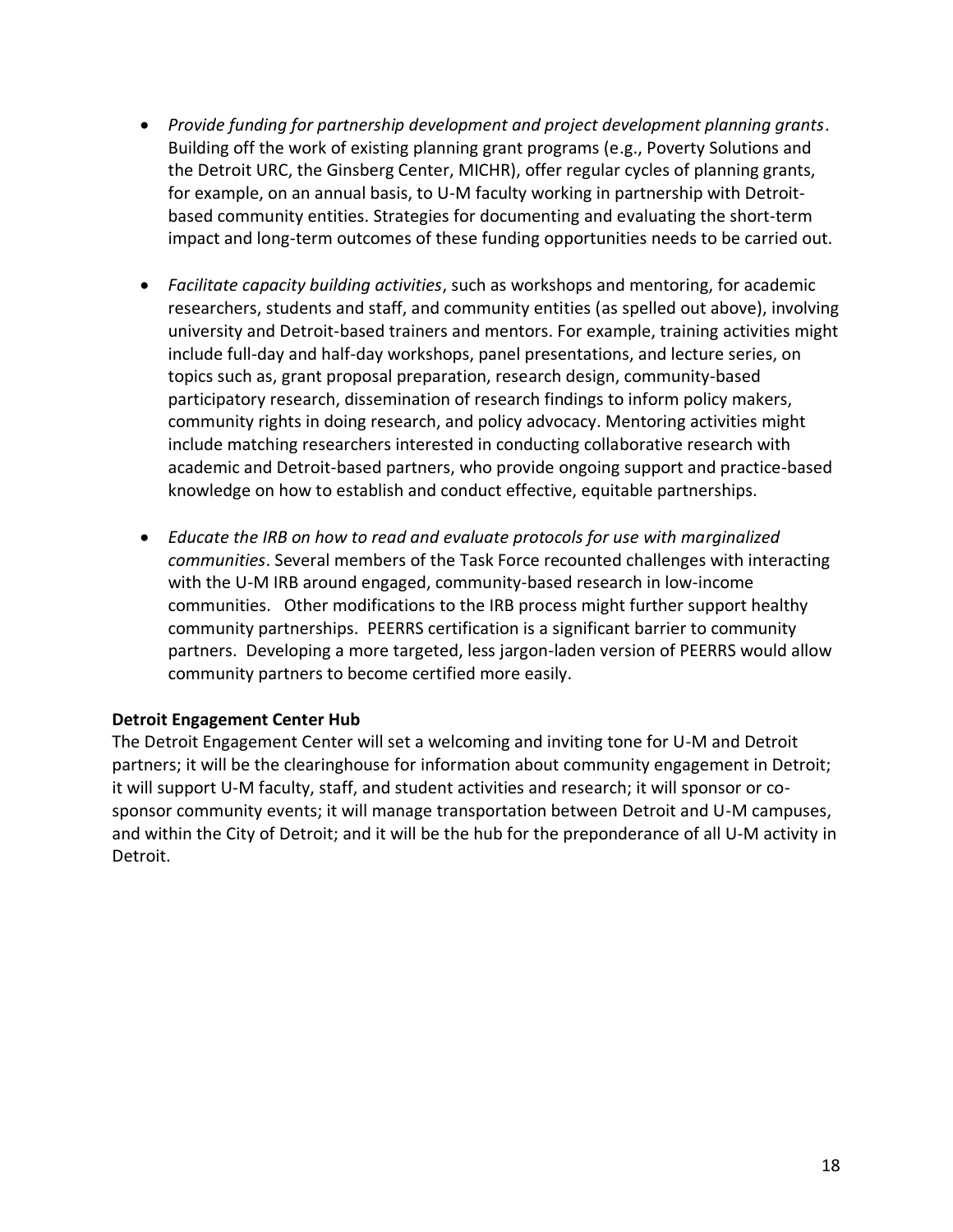- *Provide funding for partnership development and project development planning grants*. Building off the work of existing planning grant programs (e.g., Poverty Solutions and the Detroit URC, the Ginsberg Center, MICHR), offer regular cycles of planning grants, for example, on an annual basis, to U-M faculty working in partnership with Detroit-based community entities. Strategies for documenting and evaluating the short-term impact and long-term outcomes of these funding opportunities needs to be carried out.

- *Facilitate capacity building activities*, such as workshops and mentoring, for academic researchers, students and staff, and community entities (as spelled out above), involving university and Detroit-based trainers and mentors. For example, training activities might include full-day and half-day workshops, panel presentations, and lecture series, on topics such as, grant proposal preparation, research design, community-based participatory research, dissemination of research findings to inform policy makers, community rights in doing research, and policy advocacy. Mentoring activities might include matching researchers interested in conducting collaborative research with academic and Detroit-based partners, who provide ongoing support and practice-based knowledge on how to establish and conduct effective, equitable partnerships.

- *Educate the IRB on how to read and evaluate protocols for use with marginalized communities*. Several members of the Task Force recounted challenges with interacting with the U-M IRB around engaged, community-based research in low-income communities. Other modifications to the IRB process might further support healthy community partnerships. PEERRS certification is a significant barrier to community partners. Developing a more targeted, less jargon-laden version of PEERRS would allow community partners to become certified more easily.

**Detroit Engagement Center Hub**

The Detroit Engagement Center will set a welcoming and inviting tone for U-M and Detroit partners; it will be the clearinghouse for information about community engagement in Detroit; it will support U-M faculty, staff, and student activities and research; it will sponsor or co-sponsor community events; it will manage transportation between Detroit and U-M campuses, and within the City of Detroit; and it will be the hub for the preponderance of all U-M activity in Detroit.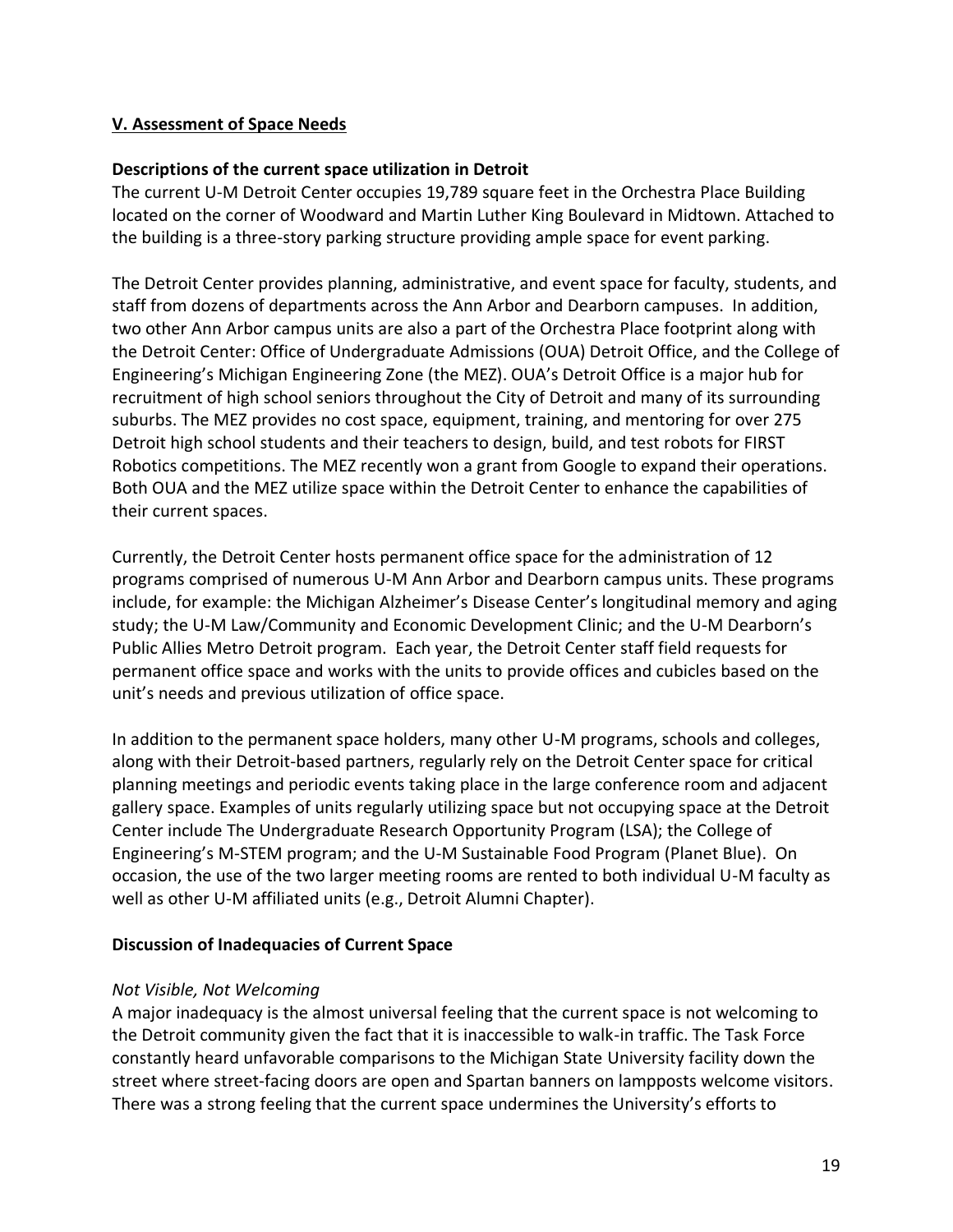## V. Assessment of Space Needs

### Descriptions of the current space utilization in Detroit

The current U-M Detroit Center occupies 19,789 square feet in the Orchestra Place Building located on the corner of Woodward and Martin Luther King Boulevard in Midtown. Attached to the building is a three-story parking structure providing ample space for event parking.

The Detroit Center provides planning, administrative, and event space for faculty, students, and staff from dozens of departments across the Ann Arbor and Dearborn campuses. In addition, two other Ann Arbor campus units are also a part of the Orchestra Place footprint along with the Detroit Center: Office of Undergraduate Admissions (OUA) Detroit Office, and the College of Engineering's Michigan Engineering Zone (the MEZ). OUA's Detroit Office is a major hub for recruitment of high school seniors throughout the City of Detroit and many of its surrounding suburbs. The MEZ provides no cost space, equipment, training, and mentoring for over 275 Detroit high school students and their teachers to design, build, and test robots for FIRST Robotics competitions. The MEZ recently won a grant from Google to expand their operations. Both OUA and the MEZ utilize space within the Detroit Center to enhance the capabilities of their current spaces.

Currently, the Detroit Center hosts permanent office space for the administration of 12 programs comprised of numerous U-M Ann Arbor and Dearborn campus units. These programs include, for example: the Michigan Alzheimer's Disease Center's longitudinal memory and aging study; the U-M Law/Community and Economic Development Clinic; and the U-M Dearborn's Public Allies Metro Detroit program. Each year, the Detroit Center staff field requests for permanent office space and works with the units to provide offices and cubicles based on the unit's needs and previous utilization of office space.

In addition to the permanent space holders, many other U-M programs, schools and colleges, along with their Detroit-based partners, regularly rely on the Detroit Center space for critical planning meetings and periodic events taking place in the large conference room and adjacent gallery space. Examples of units regularly utilizing space but not occupying space at the Detroit Center include The Undergraduate Research Opportunity Program (LSA); the College of Engineering's M-STEM program; and the U-M Sustainable Food Program (Planet Blue). On occasion, the use of the two larger meeting rooms are rented to both individual U-M faculty as well as other U-M affiliated units (e.g., Detroit Alumni Chapter).

### Discussion of Inadequacies of Current Space

*Not Visible, Not Welcoming*

A major inadequacy is the almost universal feeling that the current space is not welcoming to the Detroit community given the fact that it is inaccessible to walk-in traffic. The Task Force constantly heard unfavorable comparisons to the Michigan State University facility down the street where street-facing doors are open and Spartan banners on lampposts welcome visitors. There was a strong feeling that the current space undermines the University's efforts to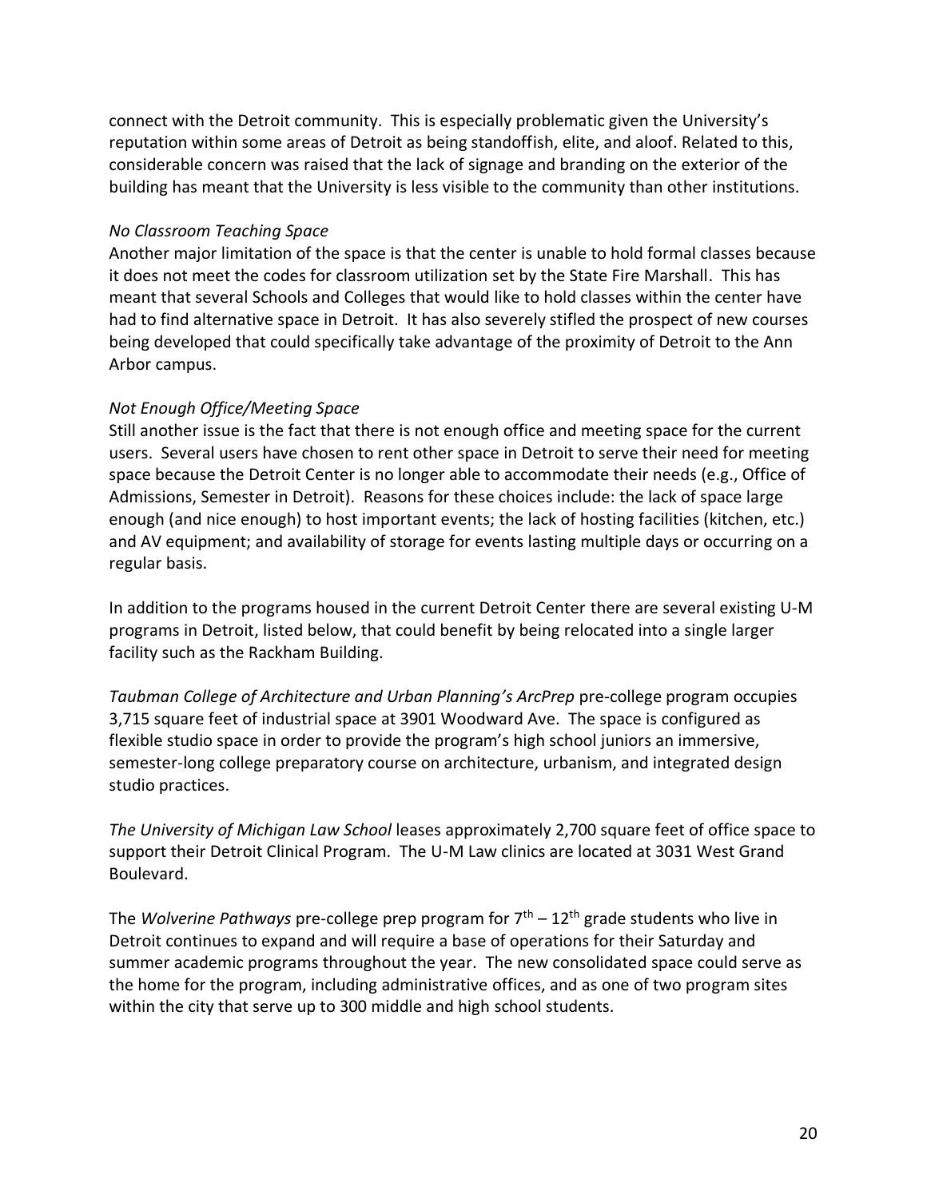connect with the Detroit community. This is especially problematic given the University's reputation within some areas of Detroit as being standoffish, elite, and aloof. Related to this, considerable concern was raised that the lack of signage and branding on the exterior of the building has meant that the University is less visible to the community than other institutions.

*No Classroom Teaching Space*

Another major limitation of the space is that the center is unable to hold formal classes because it does not meet the codes for classroom utilization set by the State Fire Marshall. This has meant that several Schools and Colleges that would like to hold classes within the center have had to find alternative space in Detroit. It has also severely stifled the prospect of new courses being developed that could specifically take advantage of the proximity of Detroit to the Ann Arbor campus.

*Not Enough Office/Meeting Space*

Still another issue is the fact that there is not enough office and meeting space for the current users. Several users have chosen to rent other space in Detroit to serve their need for meeting space because the Detroit Center is no longer able to accommodate their needs (e.g., Office of Admissions, Semester in Detroit). Reasons for these choices include: the lack of space large enough (and nice enough) to host important events; the lack of hosting facilities (kitchen, etc.) and AV equipment; and availability of storage for events lasting multiple days or occurring on a regular basis.

In addition to the programs housed in the current Detroit Center there are several existing U-M programs in Detroit, listed below, that could benefit by being relocated into a single larger facility such as the Rackham Building.

*Taubman College of Architecture and Urban Planning's ArcPrep* pre-college program occupies 3,715 square feet of industrial space at 3901 Woodward Ave. The space is configured as flexible studio space in order to provide the program's high school juniors an immersive, semester-long college preparatory course on architecture, urbanism, and integrated design studio practices.

*The University of Michigan Law School* leases approximately 2,700 square feet of office space to support their Detroit Clinical Program. The U-M Law clinics are located at 3031 West Grand Boulevard.

The *Wolverine Pathways* pre-college prep program for 7th – 12th grade students who live in Detroit continues to expand and will require a base of operations for their Saturday and summer academic programs throughout the year. The new consolidated space could serve as the home for the program, including administrative offices, and as one of two program sites within the city that serve up to 300 middle and high school students.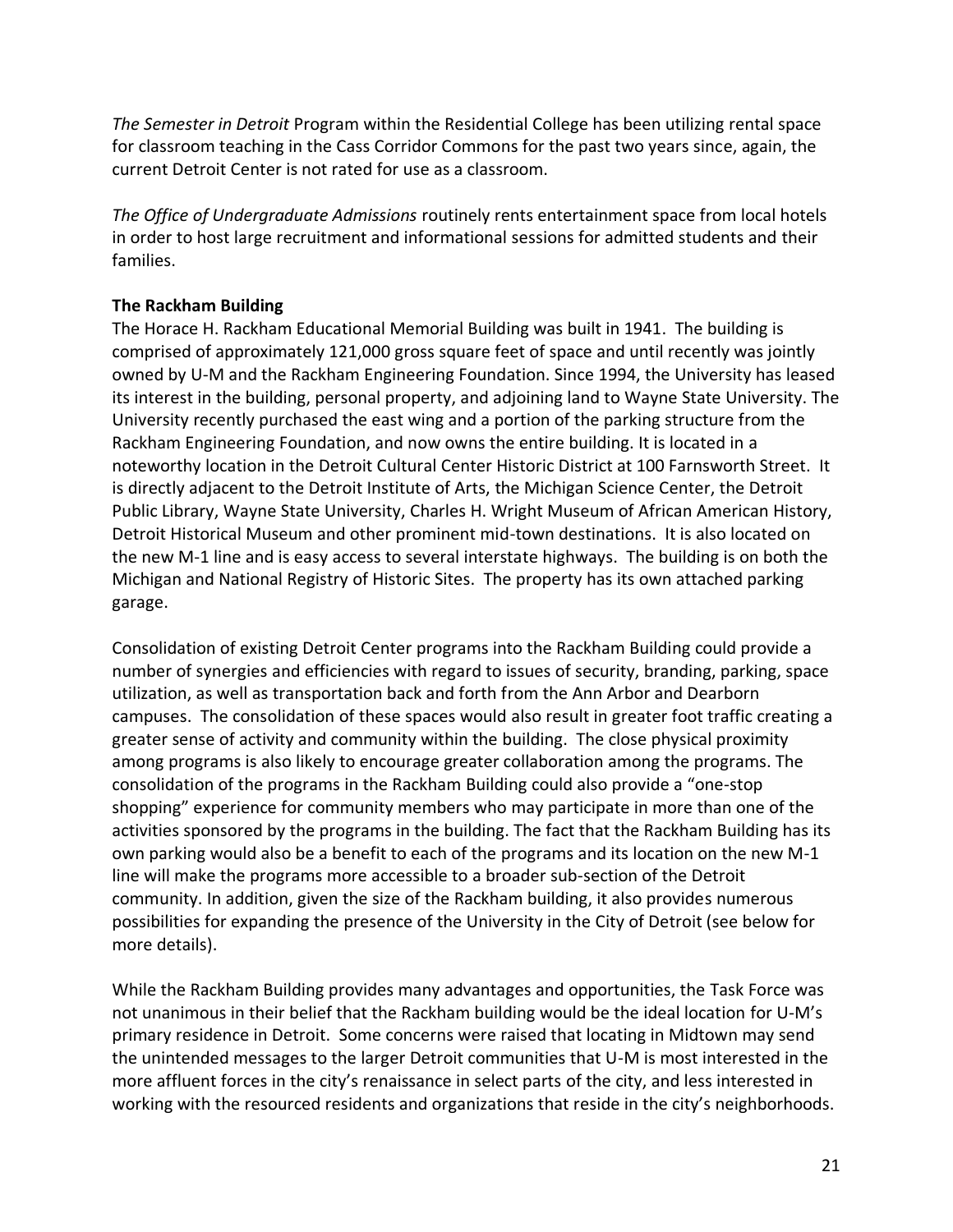*The Semester in Detroit* Program within the Residential College has been utilizing rental space for classroom teaching in the Cass Corridor Commons for the past two years since, again, the current Detroit Center is not rated for use as a classroom.

*The Office of Undergraduate Admissions* routinely rents entertainment space from local hotels in order to host large recruitment and informational sessions for admitted students and their families.

**The Rackham Building**

The Horace H. Rackham Educational Memorial Building was built in 1941. The building is comprised of approximately 121,000 gross square feet of space and until recently was jointly owned by U-M and the Rackham Engineering Foundation. Since 1994, the University has leased its interest in the building, personal property, and adjoining land to Wayne State University. The University recently purchased the east wing and a portion of the parking structure from the Rackham Engineering Foundation, and now owns the entire building. It is located in a noteworthy location in the Detroit Cultural Center Historic District at 100 Farnsworth Street. It is directly adjacent to the Detroit Institute of Arts, the Michigan Science Center, the Detroit Public Library, Wayne State University, Charles H. Wright Museum of African American History, Detroit Historical Museum and other prominent mid-town destinations. It is also located on the new M-1 line and is easy access to several interstate highways. The building is on both the Michigan and National Registry of Historic Sites. The property has its own attached parking garage.

Consolidation of existing Detroit Center programs into the Rackham Building could provide a number of synergies and efficiencies with regard to issues of security, branding, parking, space utilization, as well as transportation back and forth from the Ann Arbor and Dearborn campuses. The consolidation of these spaces would also result in greater foot traffic creating a greater sense of activity and community within the building. The close physical proximity among programs is also likely to encourage greater collaboration among the programs. The consolidation of the programs in the Rackham Building could also provide a "one-stop shopping" experience for community members who may participate in more than one of the activities sponsored by the programs in the building. The fact that the Rackham Building has its own parking would also be a benefit to each of the programs and its location on the new M-1 line will make the programs more accessible to a broader sub-section of the Detroit community. In addition, given the size of the Rackham building, it also provides numerous possibilities for expanding the presence of the University in the City of Detroit (see below for more details).

While the Rackham Building provides many advantages and opportunities, the Task Force was not unanimous in their belief that the Rackham building would be the ideal location for U-M's primary residence in Detroit. Some concerns were raised that locating in Midtown may send the unintended messages to the larger Detroit communities that U-M is most interested in the more affluent forces in the city's renaissance in select parts of the city, and less interested in working with the resourced residents and organizations that reside in the city's neighborhoods.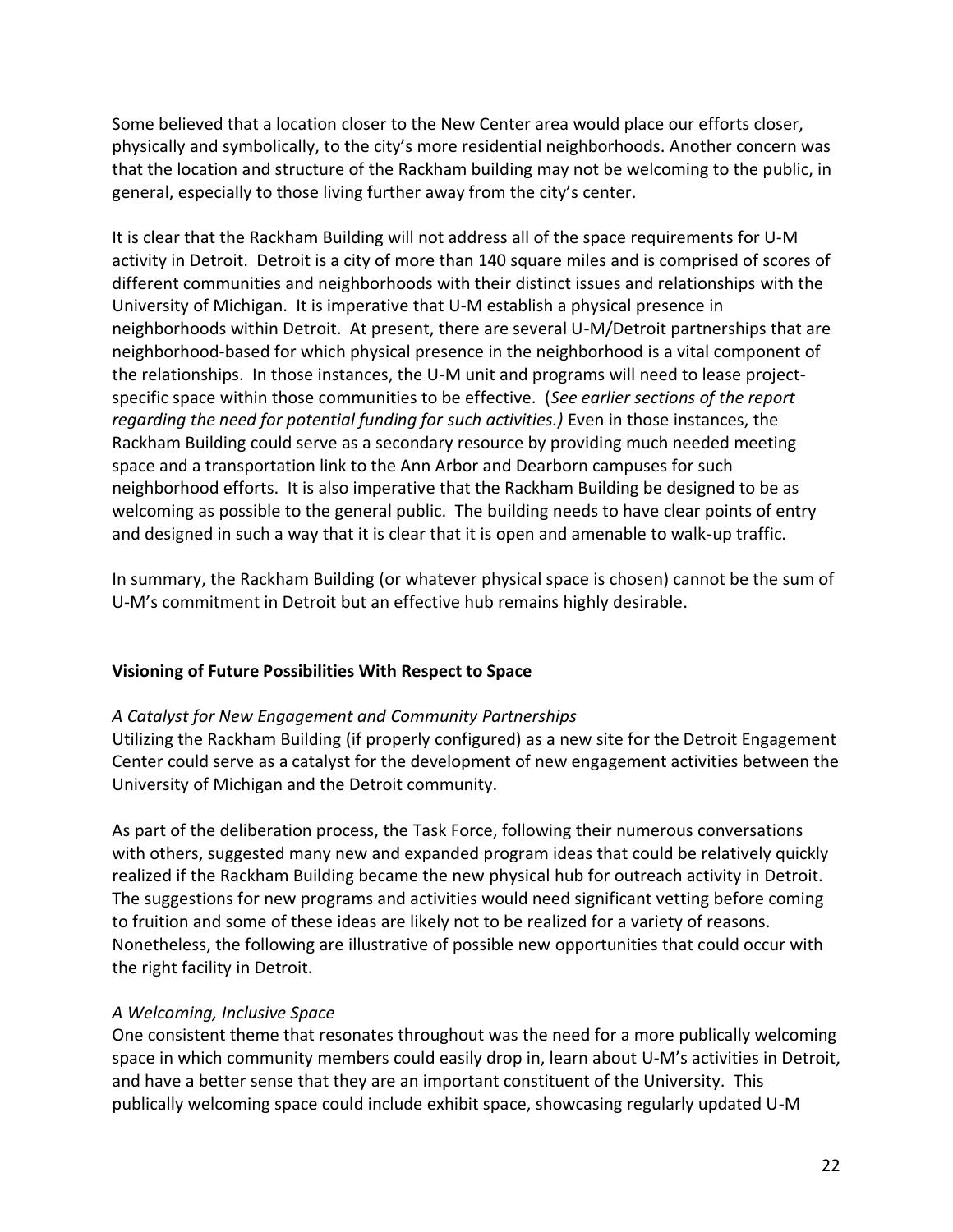Some believed that a location closer to the New Center area would place our efforts closer, physically and symbolically, to the city's more residential neighborhoods. Another concern was that the location and structure of the Rackham building may not be welcoming to the public, in general, especially to those living further away from the city's center.

It is clear that the Rackham Building will not address all of the space requirements for U-M activity in Detroit. Detroit is a city of more than 140 square miles and is comprised of scores of different communities and neighborhoods with their distinct issues and relationships with the University of Michigan. It is imperative that U-M establish a physical presence in neighborhoods within Detroit. At present, there are several U-M/Detroit partnerships that are neighborhood-based for which physical presence in the neighborhood is a vital component of the relationships. In those instances, the U-M unit and programs will need to lease project-specific space within those communities to be effective. (*See earlier sections of the report regarding the need for potential funding for such activities.)* Even in those instances, the Rackham Building could serve as a secondary resource by providing much needed meeting space and a transportation link to the Ann Arbor and Dearborn campuses for such neighborhood efforts. It is also imperative that the Rackham Building be designed to be as welcoming as possible to the general public. The building needs to have clear points of entry and designed in such a way that it is clear that it is open and amenable to walk-up traffic.

In summary, the Rackham Building (or whatever physical space is chosen) cannot be the sum of U-M's commitment in Detroit but an effective hub remains highly desirable.

**Visioning of Future Possibilities With Respect to Space**

*A Catalyst for New Engagement and Community Partnerships*

Utilizing the Rackham Building (if properly configured) as a new site for the Detroit Engagement Center could serve as a catalyst for the development of new engagement activities between the University of Michigan and the Detroit community.

As part of the deliberation process, the Task Force, following their numerous conversations with others, suggested many new and expanded program ideas that could be relatively quickly realized if the Rackham Building became the new physical hub for outreach activity in Detroit. The suggestions for new programs and activities would need significant vetting before coming to fruition and some of these ideas are likely not to be realized for a variety of reasons. Nonetheless, the following are illustrative of possible new opportunities that could occur with the right facility in Detroit.

*A Welcoming, Inclusive Space*

One consistent theme that resonates throughout was the need for a more publically welcoming space in which community members could easily drop in, learn about U-M's activities in Detroit, and have a better sense that they are an important constituent of the University. This publically welcoming space could include exhibit space, showcasing regularly updated U-M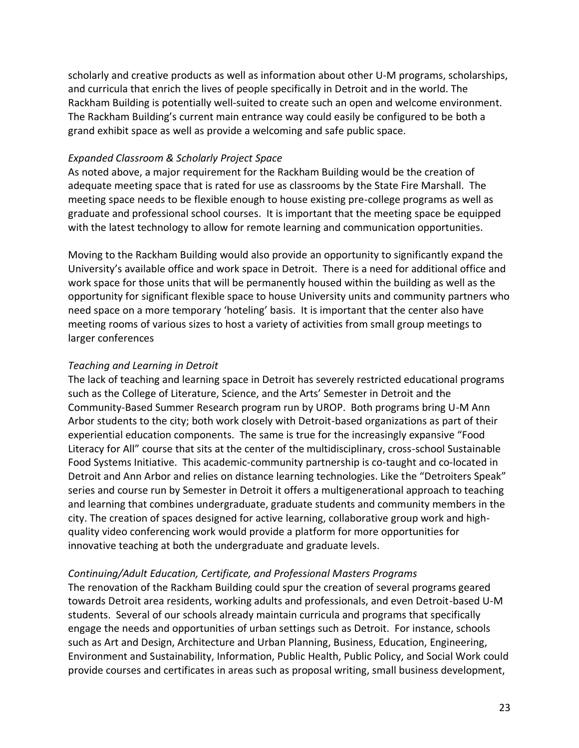scholarly and creative products as well as information about other U-M programs, scholarships, and curricula that enrich the lives of people specifically in Detroit and in the world. The Rackham Building is potentially well-suited to create such an open and welcome environment. The Rackham Building's current main entrance way could easily be configured to be both a grand exhibit space as well as provide a welcoming and safe public space.

*Expanded Classroom & Scholarly Project Space*

As noted above, a major requirement for the Rackham Building would be the creation of adequate meeting space that is rated for use as classrooms by the State Fire Marshall. The meeting space needs to be flexible enough to house existing pre-college programs as well as graduate and professional school courses. It is important that the meeting space be equipped with the latest technology to allow for remote learning and communication opportunities.

Moving to the Rackham Building would also provide an opportunity to significantly expand the University's available office and work space in Detroit. There is a need for additional office and work space for those units that will be permanently housed within the building as well as the opportunity for significant flexible space to house University units and community partners who need space on a more temporary 'hoteling' basis. It is important that the center also have meeting rooms of various sizes to host a variety of activities from small group meetings to larger conferences

*Teaching and Learning in Detroit*

The lack of teaching and learning space in Detroit has severely restricted educational programs such as the College of Literature, Science, and the Arts' Semester in Detroit and the Community-Based Summer Research program run by UROP. Both programs bring U-M Ann Arbor students to the city; both work closely with Detroit-based organizations as part of their experiential education components. The same is true for the increasingly expansive "Food Literacy for All" course that sits at the center of the multidisciplinary, cross-school Sustainable Food Systems Initiative. This academic-community partnership is co-taught and co-located in Detroit and Ann Arbor and relies on distance learning technologies. Like the "Detroiters Speak" series and course run by Semester in Detroit it offers a multigenerational approach to teaching and learning that combines undergraduate, graduate students and community members in the city. The creation of spaces designed for active learning, collaborative group work and high-quality video conferencing work would provide a platform for more opportunities for innovative teaching at both the undergraduate and graduate levels.

*Continuing/Adult Education, Certificate, and Professional Masters Programs*

The renovation of the Rackham Building could spur the creation of several programs geared towards Detroit area residents, working adults and professionals, and even Detroit-based U-M students. Several of our schools already maintain curricula and programs that specifically engage the needs and opportunities of urban settings such as Detroit. For instance, schools such as Art and Design, Architecture and Urban Planning, Business, Education, Engineering, Environment and Sustainability, Information, Public Health, Public Policy, and Social Work could provide courses and certificates in areas such as proposal writing, small business development,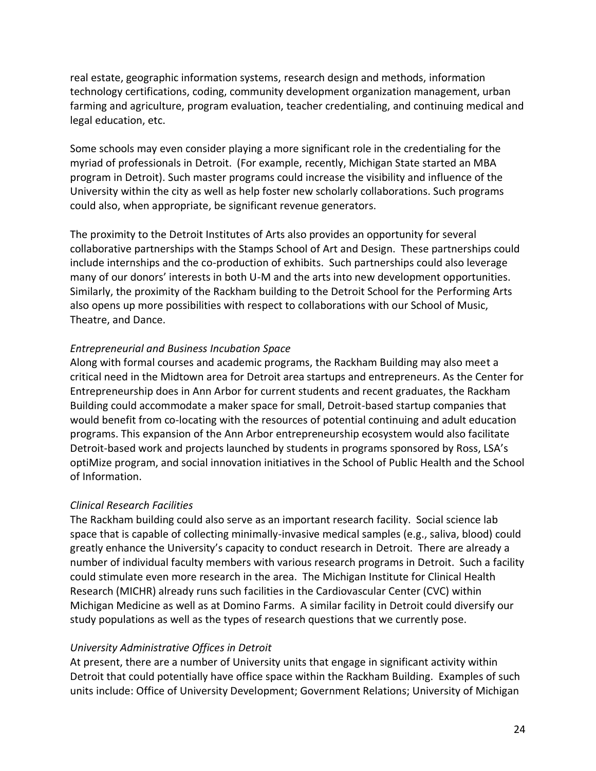real estate, geographic information systems, research design and methods, information technology certifications, coding, community development organization management, urban farming and agriculture, program evaluation, teacher credentialing, and continuing medical and legal education, etc.

Some schools may even consider playing a more significant role in the credentialing for the myriad of professionals in Detroit. (For example, recently, Michigan State started an MBA program in Detroit). Such master programs could increase the visibility and influence of the University within the city as well as help foster new scholarly collaborations. Such programs could also, when appropriate, be significant revenue generators.

The proximity to the Detroit Institutes of Arts also provides an opportunity for several collaborative partnerships with the Stamps School of Art and Design. These partnerships could include internships and the co-production of exhibits. Such partnerships could also leverage many of our donors' interests in both U-M and the arts into new development opportunities. Similarly, the proximity of the Rackham building to the Detroit School for the Performing Arts also opens up more possibilities with respect to collaborations with our School of Music, Theatre, and Dance.

*Entrepreneurial and Business Incubation Space*

Along with formal courses and academic programs, the Rackham Building may also meet a critical need in the Midtown area for Detroit area startups and entrepreneurs. As the Center for Entrepreneurship does in Ann Arbor for current students and recent graduates, the Rackham Building could accommodate a maker space for small, Detroit-based startup companies that would benefit from co-locating with the resources of potential continuing and adult education programs. This expansion of the Ann Arbor entrepreneurship ecosystem would also facilitate Detroit-based work and projects launched by students in programs sponsored by Ross, LSA's optiMize program, and social innovation initiatives in the School of Public Health and the School of Information.

*Clinical Research Facilities*

The Rackham building could also serve as an important research facility. Social science lab space that is capable of collecting minimally-invasive medical samples (e.g., saliva, blood) could greatly enhance the University's capacity to conduct research in Detroit. There are already a number of individual faculty members with various research programs in Detroit. Such a facility could stimulate even more research in the area. The Michigan Institute for Clinical Health Research (MICHR) already runs such facilities in the Cardiovascular Center (CVC) within Michigan Medicine as well as at Domino Farms. A similar facility in Detroit could diversify our study populations as well as the types of research questions that we currently pose.

*University Administrative Offices in Detroit*

At present, there are a number of University units that engage in significant activity within Detroit that could potentially have office space within the Rackham Building. Examples of such units include: Office of University Development; Government Relations; University of Michigan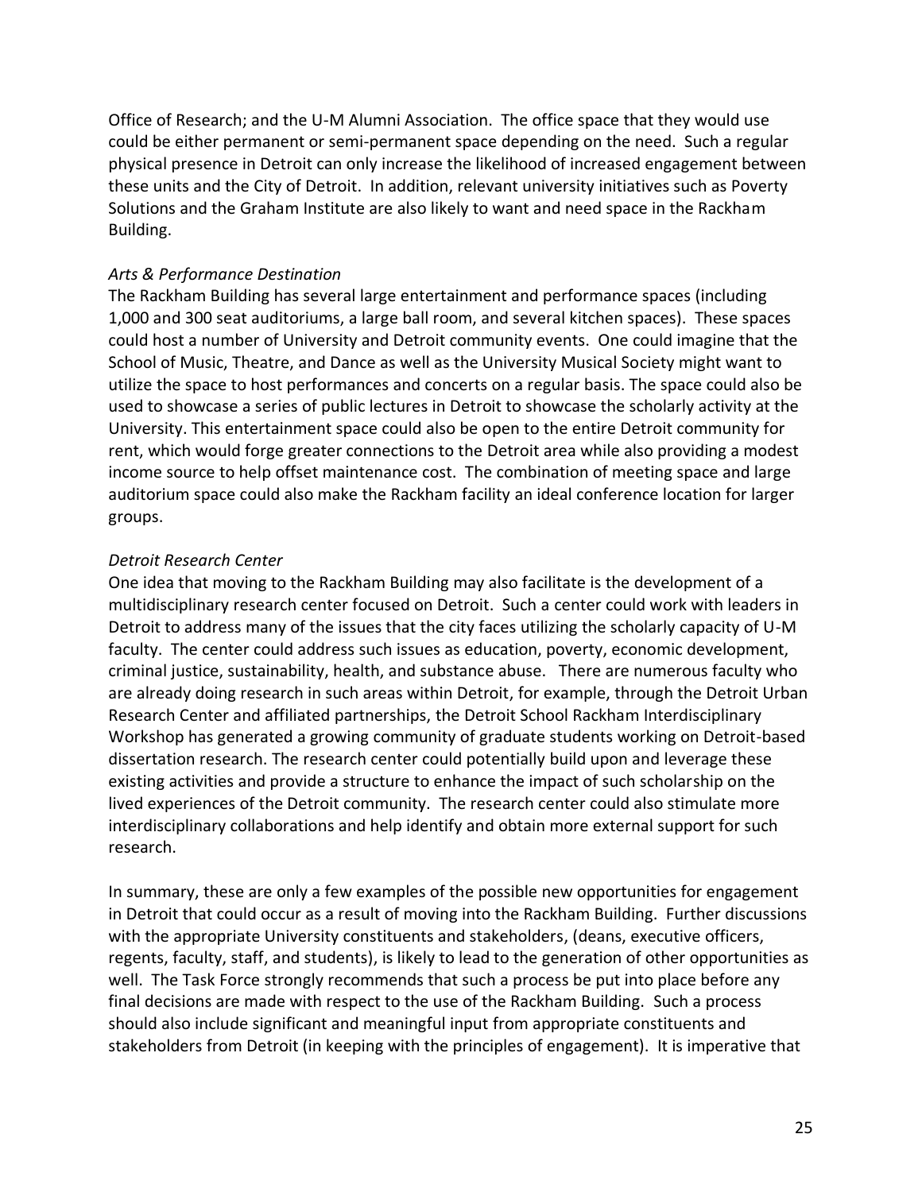Office of Research; and the U-M Alumni Association. The office space that they would use could be either permanent or semi-permanent space depending on the need. Such a regular physical presence in Detroit can only increase the likelihood of increased engagement between these units and the City of Detroit. In addition, relevant university initiatives such as Poverty Solutions and the Graham Institute are also likely to want and need space in the Rackham Building.

*Arts & Performance Destination*

The Rackham Building has several large entertainment and performance spaces (including 1,000 and 300 seat auditoriums, a large ball room, and several kitchen spaces). These spaces could host a number of University and Detroit community events. One could imagine that the School of Music, Theatre, and Dance as well as the University Musical Society might want to utilize the space to host performances and concerts on a regular basis. The space could also be used to showcase a series of public lectures in Detroit to showcase the scholarly activity at the University. This entertainment space could also be open to the entire Detroit community for rent, which would forge greater connections to the Detroit area while also providing a modest income source to help offset maintenance cost. The combination of meeting space and large auditorium space could also make the Rackham facility an ideal conference location for larger groups.

*Detroit Research Center*

One idea that moving to the Rackham Building may also facilitate is the development of a multidisciplinary research center focused on Detroit. Such a center could work with leaders in Detroit to address many of the issues that the city faces utilizing the scholarly capacity of U-M faculty. The center could address such issues as education, poverty, economic development, criminal justice, sustainability, health, and substance abuse. There are numerous faculty who are already doing research in such areas within Detroit, for example, through the Detroit Urban Research Center and affiliated partnerships, the Detroit School Rackham Interdisciplinary Workshop has generated a growing community of graduate students working on Detroit-based dissertation research. The research center could potentially build upon and leverage these existing activities and provide a structure to enhance the impact of such scholarship on the lived experiences of the Detroit community. The research center could also stimulate more interdisciplinary collaborations and help identify and obtain more external support for such research.

In summary, these are only a few examples of the possible new opportunities for engagement in Detroit that could occur as a result of moving into the Rackham Building. Further discussions with the appropriate University constituents and stakeholders, (deans, executive officers, regents, faculty, staff, and students), is likely to lead to the generation of other opportunities as well. The Task Force strongly recommends that such a process be put into place before any final decisions are made with respect to the use of the Rackham Building. Such a process should also include significant and meaningful input from appropriate constituents and stakeholders from Detroit (in keeping with the principles of engagement). It is imperative that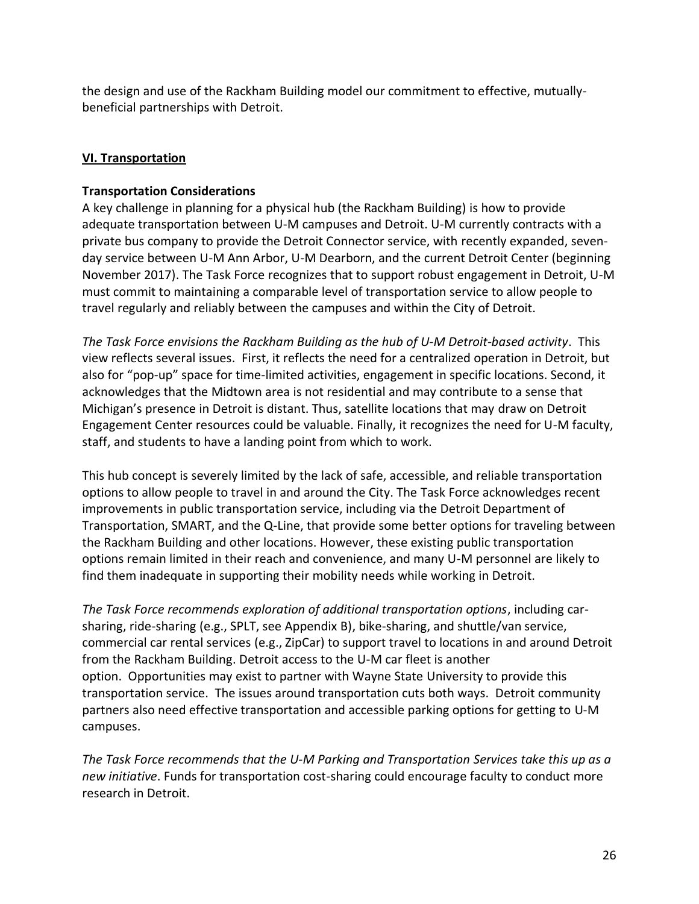the design and use of the Rackham Building model our commitment to effective, mutually-beneficial partnerships with Detroit.

## VI. Transportation

### Transportation Considerations

A key challenge in planning for a physical hub (the Rackham Building) is how to provide adequate transportation between U-M campuses and Detroit. U-M currently contracts with a private bus company to provide the Detroit Connector service, with recently expanded, seven-day service between U-M Ann Arbor, U-M Dearborn, and the current Detroit Center (beginning November 2017). The Task Force recognizes that to support robust engagement in Detroit, U-M must commit to maintaining a comparable level of transportation service to allow people to travel regularly and reliably between the campuses and within the City of Detroit.

*The Task Force envisions the Rackham Building as the hub of U-M Detroit-based activity*. This view reflects several issues. First, it reflects the need for a centralized operation in Detroit, but also for "pop-up" space for time-limited activities, engagement in specific locations. Second, it acknowledges that the Midtown area is not residential and may contribute to a sense that Michigan's presence in Detroit is distant. Thus, satellite locations that may draw on Detroit Engagement Center resources could be valuable. Finally, it recognizes the need for U-M faculty, staff, and students to have a landing point from which to work.

This hub concept is severely limited by the lack of safe, accessible, and reliable transportation options to allow people to travel in and around the City. The Task Force acknowledges recent improvements in public transportation service, including via the Detroit Department of Transportation, SMART, and the Q-Line, that provide some better options for traveling between the Rackham Building and other locations. However, these existing public transportation options remain limited in their reach and convenience, and many U-M personnel are likely to find them inadequate in supporting their mobility needs while working in Detroit.

*The Task Force recommends exploration of additional transportation options*, including car-sharing, ride-sharing (e.g., SPLT, see Appendix B), bike-sharing, and shuttle/van service, commercial car rental services (e.g., ZipCar) to support travel to locations in and around Detroit from the Rackham Building. Detroit access to the U-M car fleet is another option. Opportunities may exist to partner with Wayne State University to provide this transportation service. The issues around transportation cuts both ways. Detroit community partners also need effective transportation and accessible parking options for getting to U-M campuses.

*The Task Force recommends that the U-M Parking and Transportation Services take this up as a new initiative*. Funds for transportation cost-sharing could encourage faculty to conduct more research in Detroit.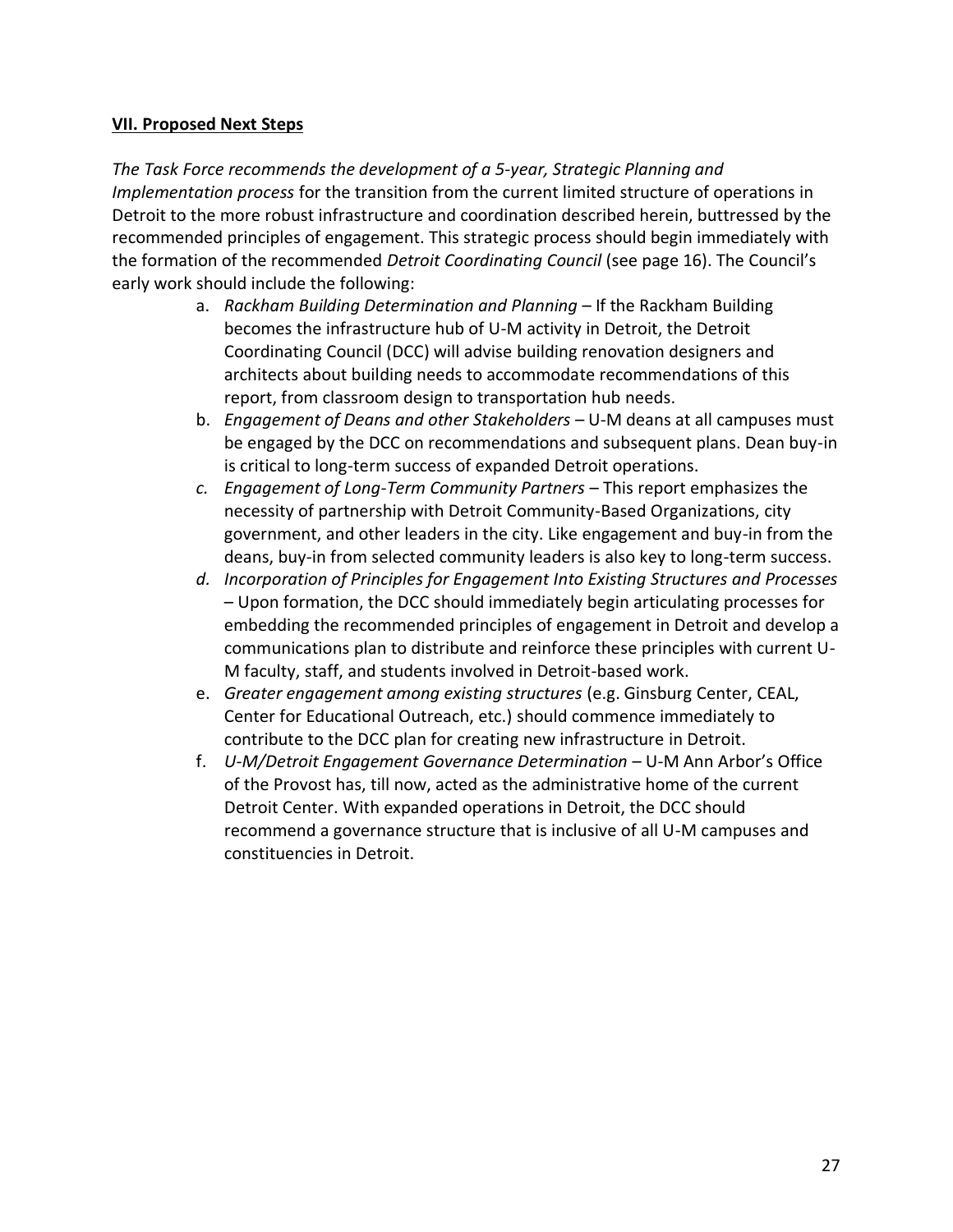## **VII. Proposed Next Steps**

*The Task Force recommends the development of a 5-year, Strategic Planning and Implementation process* for the transition from the current limited structure of operations in Detroit to the more robust infrastructure and coordination described herein, buttressed by the recommended principles of engagement. This strategic process should begin immediately with the formation of the recommended *Detroit Coordinating Council* (see page 16). The Council's early work should include the following:

a. *Rackham Building Determination and Planning* – If the Rackham Building becomes the infrastructure hub of U-M activity in Detroit, the Detroit Coordinating Council (DCC) will advise building renovation designers and architects about building needs to accommodate recommendations of this report, from classroom design to transportation hub needs.

b. *Engagement of Deans and other Stakeholders* – U-M deans at all campuses must be engaged by the DCC on recommendations and subsequent plans. Dean buy-in is critical to long-term success of expanded Detroit operations.

*c. Engagement of Long-Term Community Partners* – This report emphasizes the necessity of partnership with Detroit Community-Based Organizations, city government, and other leaders in the city. Like engagement and buy-in from the deans, buy-in from selected community leaders is also key to long-term success.

*d. Incorporation of Principles for Engagement Into Existing Structures and Processes* – Upon formation, the DCC should immediately begin articulating processes for embedding the recommended principles of engagement in Detroit and develop a communications plan to distribute and reinforce these principles with current U-M faculty, staff, and students involved in Detroit-based work.

e. *Greater engagement among existing structures* (e.g. Ginsburg Center, CEAL, Center for Educational Outreach, etc.) should commence immediately to contribute to the DCC plan for creating new infrastructure in Detroit.

f. *U-M/Detroit Engagement Governance Determination* – U-M Ann Arbor's Office of the Provost has, till now, acted as the administrative home of the current Detroit Center. With expanded operations in Detroit, the DCC should recommend a governance structure that is inclusive of all U-M campuses and constituencies in Detroit.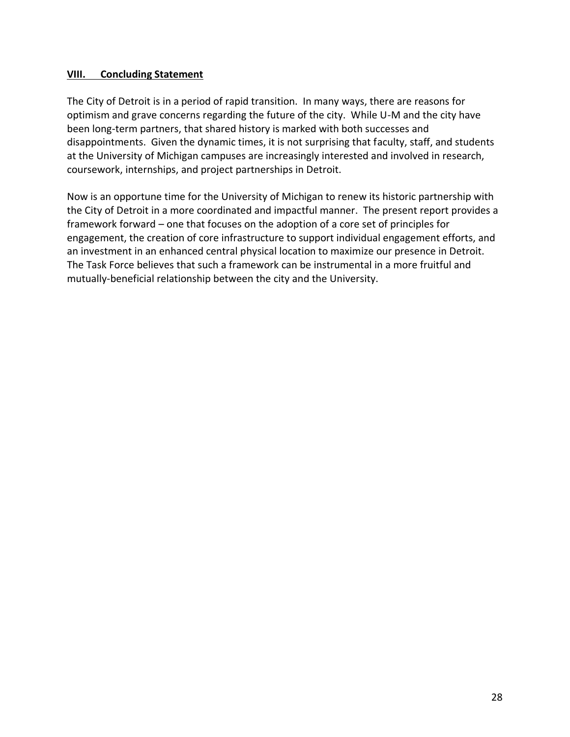## VIII. Concluding Statement

The City of Detroit is in a period of rapid transition. In many ways, there are reasons for optimism and grave concerns regarding the future of the city. While U-M and the city have been long-term partners, that shared history is marked with both successes and disappointments. Given the dynamic times, it is not surprising that faculty, staff, and students at the University of Michigan campuses are increasingly interested and involved in research, coursework, internships, and project partnerships in Detroit.

Now is an opportune time for the University of Michigan to renew its historic partnership with the City of Detroit in a more coordinated and impactful manner. The present report provides a framework forward – one that focuses on the adoption of a core set of principles for engagement, the creation of core infrastructure to support individual engagement efforts, and an investment in an enhanced central physical location to maximize our presence in Detroit. The Task Force believes that such a framework can be instrumental in a more fruitful and mutually-beneficial relationship between the city and the University.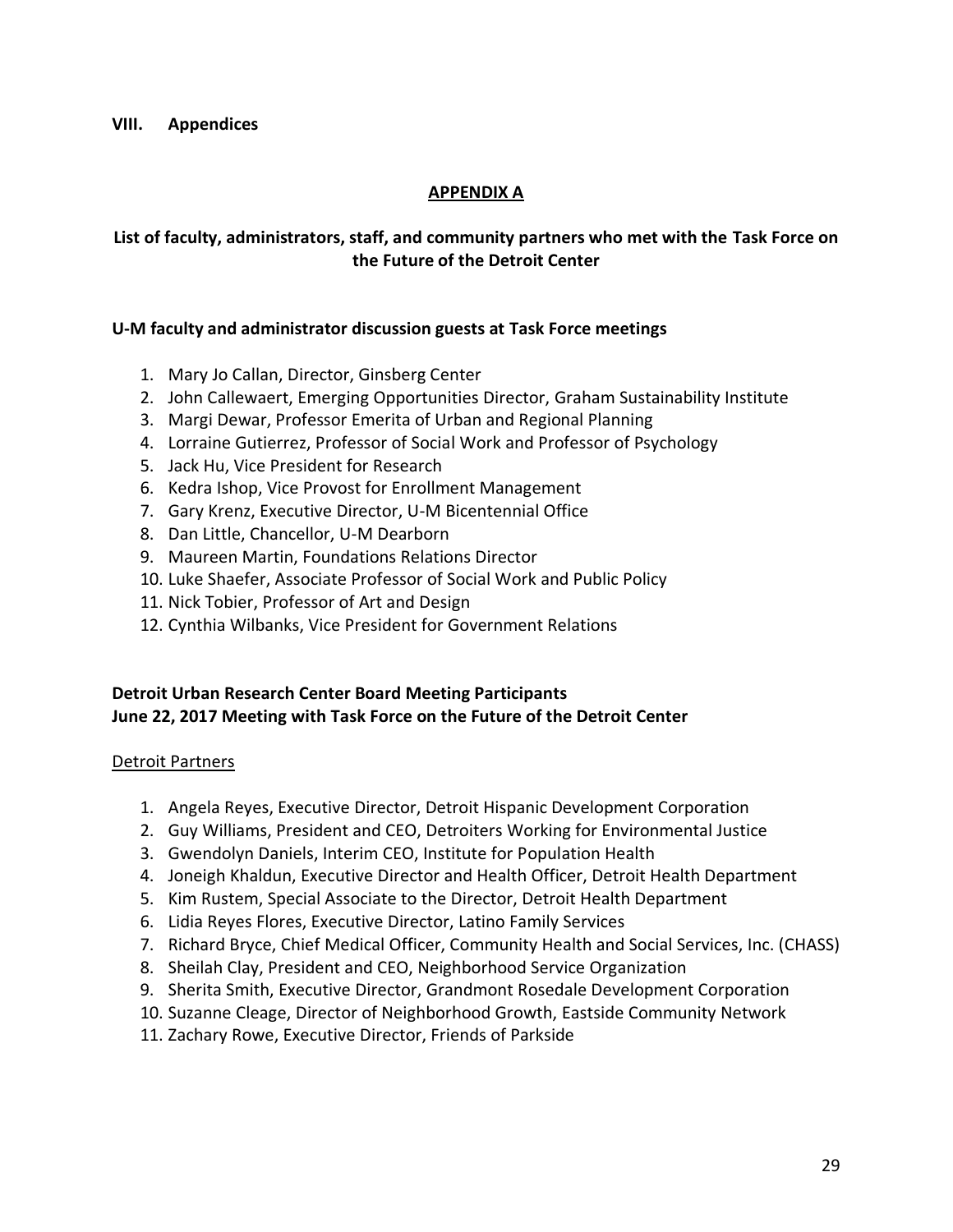## VIII. Appendices

### APPENDIX A

### List of faculty, administrators, staff, and community partners who met with the Task Force on the Future of the Detroit Center

**U-M faculty and administrator discussion guests at Task Force meetings**

1. Mary Jo Callan, Director, Ginsberg Center
2. John Callewaert, Emerging Opportunities Director, Graham Sustainability Institute
3. Margi Dewar, Professor Emerita of Urban and Regional Planning
4. Lorraine Gutierrez, Professor of Social Work and Professor of Psychology
5. Jack Hu, Vice President for Research
6. Kedra Ishop, Vice Provost for Enrollment Management
7. Gary Krenz, Executive Director, U-M Bicentennial Office
8. Dan Little, Chancellor, U-M Dearborn
9. Maureen Martin, Foundations Relations Director
10. Luke Shaefer, Associate Professor of Social Work and Public Policy
11. Nick Tobier, Professor of Art and Design
12. Cynthia Wilbanks, Vice President for Government Relations

**Detroit Urban Research Center Board Meeting Participants**
**June 22, 2017 Meeting with Task Force on the Future of the Detroit Center**

Detroit Partners

1. Angela Reyes, Executive Director, Detroit Hispanic Development Corporation
2. Guy Williams, President and CEO, Detroiters Working for Environmental Justice
3. Gwendolyn Daniels, Interim CEO, Institute for Population Health
4. Joneigh Khaldun, Executive Director and Health Officer, Detroit Health Department
5. Kim Rustem, Special Associate to the Director, Detroit Health Department
6. Lidia Reyes Flores, Executive Director, Latino Family Services
7. Richard Bryce, Chief Medical Officer, Community Health and Social Services, Inc. (CHASS)
8. Sheilah Clay, President and CEO, Neighborhood Service Organization
9. Sherita Smith, Executive Director, Grandmont Rosedale Development Corporation
10. Suzanne Cleage, Director of Neighborhood Growth, Eastside Community Network
11. Zachary Rowe, Executive Director, Friends of Parkside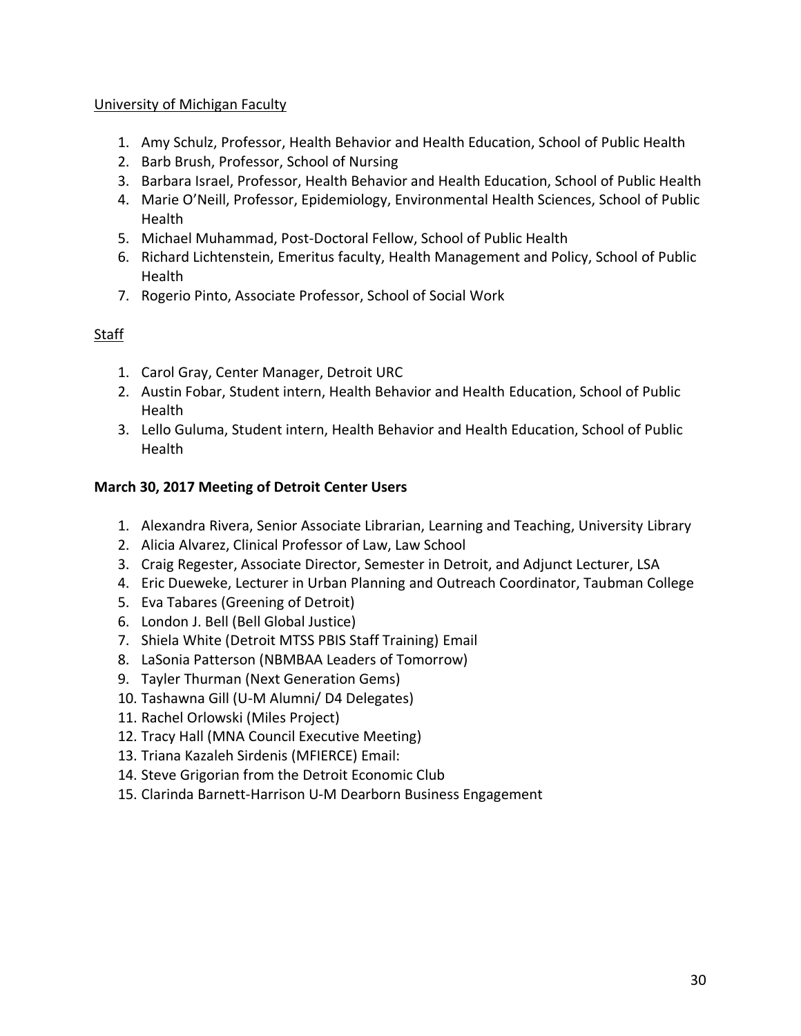University of Michigan Faculty

1. Amy Schulz, Professor, Health Behavior and Health Education, School of Public Health
2. Barb Brush, Professor, School of Nursing
3. Barbara Israel, Professor, Health Behavior and Health Education, School of Public Health
4. Marie O'Neill, Professor, Epidemiology, Environmental Health Sciences, School of Public Health
5. Michael Muhammad, Post-Doctoral Fellow, School of Public Health
6. Richard Lichtenstein, Emeritus faculty, Health Management and Policy, School of Public Health
7. Rogerio Pinto, Associate Professor, School of Social Work

Staff

1. Carol Gray, Center Manager, Detroit URC
2. Austin Fobar, Student intern, Health Behavior and Health Education, School of Public Health
3. Lello Guluma, Student intern, Health Behavior and Health Education, School of Public Health

**March 30, 2017 Meeting of Detroit Center Users**

1. Alexandra Rivera, Senior Associate Librarian, Learning and Teaching, University Library
2. Alicia Alvarez, Clinical Professor of Law, Law School
3. Craig Regester, Associate Director, Semester in Detroit, and Adjunct Lecturer, LSA
4. Eric Dueweke, Lecturer in Urban Planning and Outreach Coordinator, Taubman College
5. Eva Tabares (Greening of Detroit)
6. London J. Bell (Bell Global Justice)
7. Shiela White (Detroit MTSS PBIS Staff Training) Email
8. LaSonia Patterson (NBMBAA Leaders of Tomorrow)
9. Tayler Thurman (Next Generation Gems)
10. Tashawna Gill (U-M Alumni/ D4 Delegates)
11. Rachel Orlowski (Miles Project)
12. Tracy Hall (MNA Council Executive Meeting)
13. Triana Kazaleh Sirdenis (MFIERCE) Email:
14. Steve Grigorian from the Detroit Economic Club
15. Clarinda Barnett-Harrison U-M Dearborn Business Engagement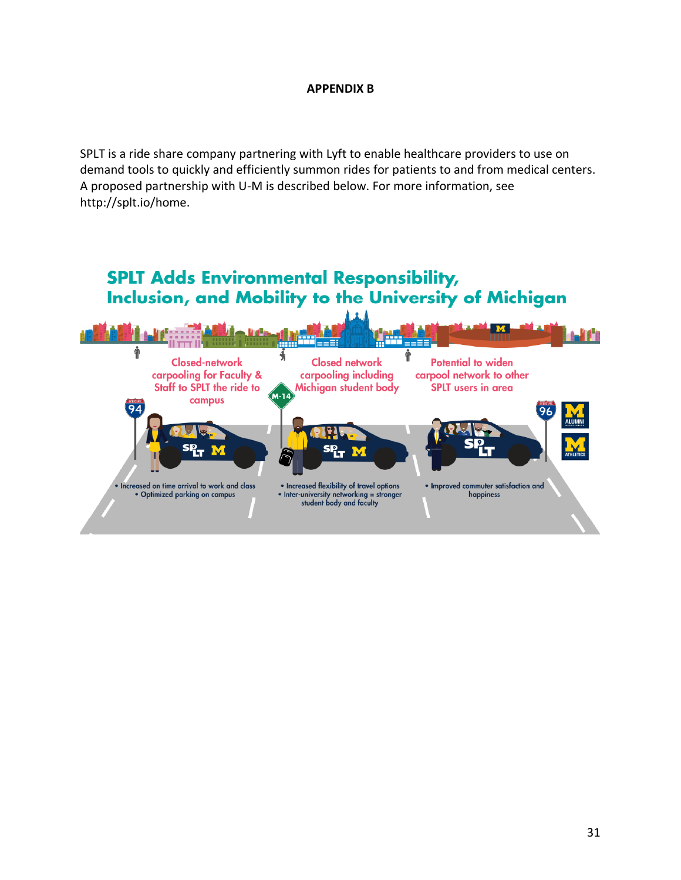**APPENDIX B**

SPLT is a ride share company partnering with Lyft to enable healthcare providers to use on demand tools to quickly and efficiently summon rides for patients to and from medical centers. A proposed partnership with U-M is described below. For more information, see http://splt.io/home.

SPLT Adds Environmental Responsibility, Inclusion, and Mobility to the University of Michigan

Closed-network carpooling for Faculty & Staff to SPLT the ride to campus

Closed network carpooling including Michigan student body

Potential to widen carpool network to other SPLT users in area

94

M-14

96

ALUMNI

ATHLETICS

• Increased on time arrival to work and class
• Optimized parking on campus

• Increased flexibility of travel options
• Inter-university networking = stronger student body and faculty

• Improved commuter satisfaction and happiness